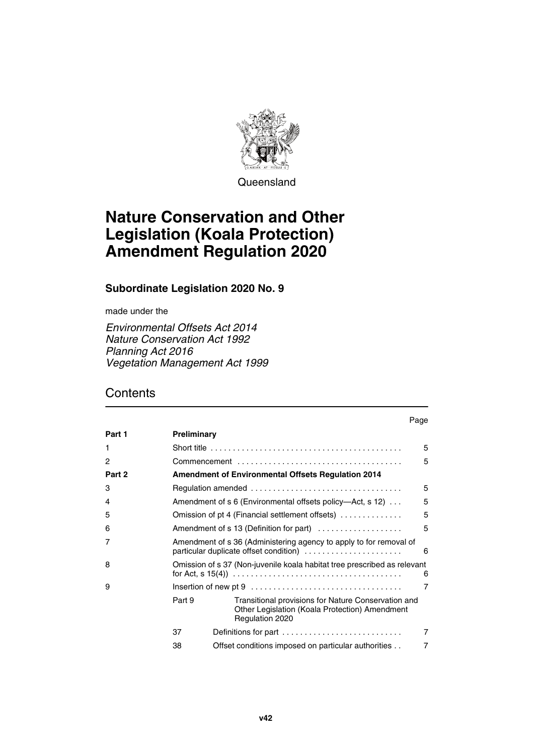Queensland

# Nature Conservation and Other Legislation (Koala Protection) Amendment Regulation 2020

### Subordinate Legislation 2020 No. 9

made under the

*Environmental Offsets Act 2014*
*Nature Conservation Act 1992*
*Planning Act 2016*
*Vegetation Management Act 1999*

## Contents

| | | | Page |
|---|---|---|---|
| **Part 1** | **Preliminary** | | |
| 1 | Short title | | 5 |
| 2 | Commencement | | 5 |
| **Part 2** | **Amendment of Environmental Offsets Regulation 2014** | | |
| 3 | Regulation amended | | 5 |
| 4 | Amendment of s 6 (Environmental offsets policy—Act, s 12) | | 5 |
| 5 | Omission of pt 4 (Financial settlement offsets) | | 5 |
| 6 | Amendment of s 13 (Definition for part) | | 5 |
| 7 | Amendment of s 36 (Administering agency to apply to for removal of particular duplicate offset condition) | | 6 |
| 8 | Omission of s 37 (Non-juvenile koala habitat tree prescribed as relevant for Act, s 15(4)) | | 6 |
| 9 | Insertion of new pt 9 | | 7 |
| | Part 9 | Transitional provisions for Nature Conservation and Other Legislation (Koala Protection) Amendment Regulation 2020 | |
| | 37 | Definitions for part | 7 |
| | 38 | Offset conditions imposed on particular authorities | 7 |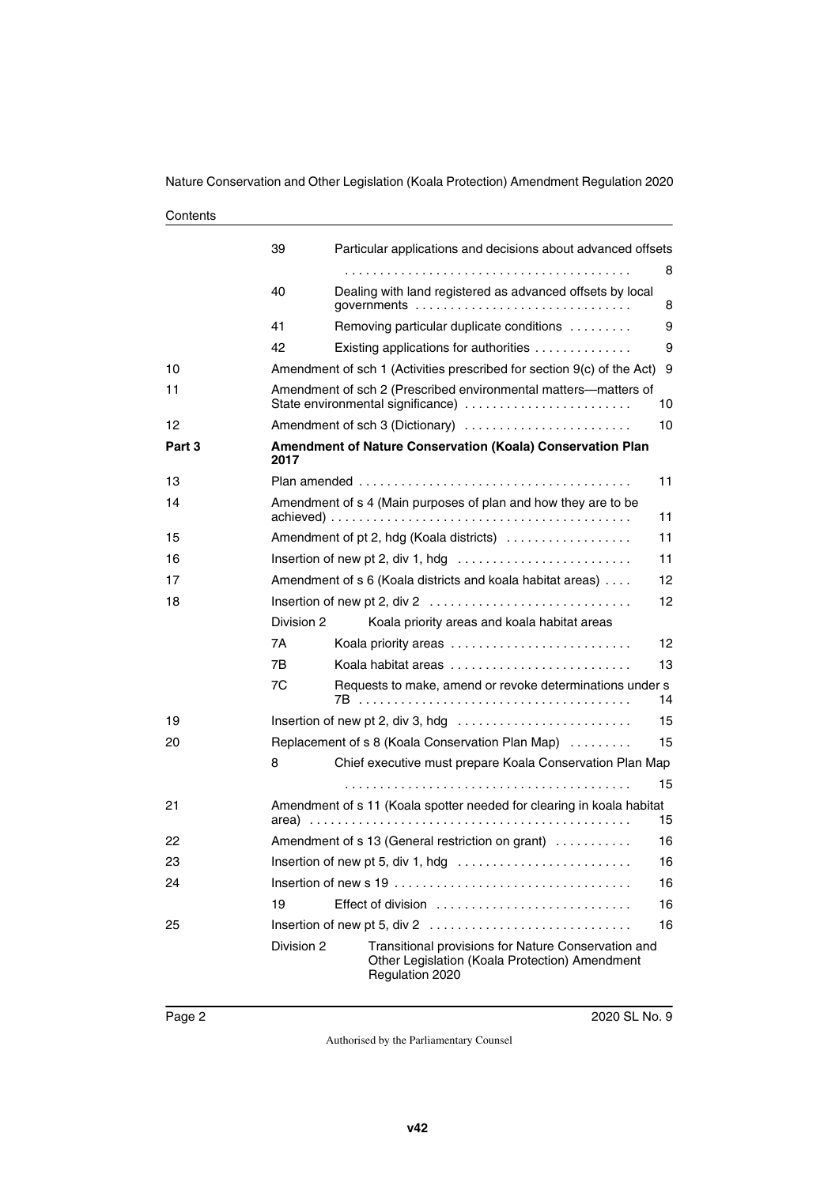| | | | |
|---|---|---|---|
| | 39 | Particular applications and decisions about advanced offsets | 8 |
| | 40 | Dealing with land registered as advanced offsets by local governments | 8 |
| | 41 | Removing particular duplicate conditions | 9 |
| | 42 | Existing applications for authorities | 9 |
| 10 | | Amendment of sch 1 (Activities prescribed for section 9(c) of the Act) | 9 |
| 11 | | Amendment of sch 2 (Prescribed environmental matters—matters of State environmental significance) | 10 |
| 12 | | Amendment of sch 3 (Dictionary) | 10 |
| **Part 3** | | **Amendment of Nature Conservation (Koala) Conservation Plan 2017** | |
| 13 | | Plan amended | 11 |
| 14 | | Amendment of s 4 (Main purposes of plan and how they are to be achieved) | 11 |
| 15 | | Amendment of pt 2, hdg (Koala districts) | 11 |
| 16 | | Insertion of new pt 2, div 1, hdg | 11 |
| 17 | | Amendment of s 6 (Koala districts and koala habitat areas) | 12 |
| 18 | | Insertion of new pt 2, div 2 | 12 |
| | Division 2 | Koala priority areas and koala habitat areas | |
| | 7A | Koala priority areas | 12 |
| | 7B | Koala habitat areas | 13 |
| | 7C | Requests to make, amend or revoke determinations under s 7B | 14 |
| 19 | | Insertion of new pt 2, div 3, hdg | 15 |
| 20 | | Replacement of s 8 (Koala Conservation Plan Map) | 15 |
| | 8 | Chief executive must prepare Koala Conservation Plan Map | 15 |
| 21 | | Amendment of s 11 (Koala spotter needed for clearing in koala habitat area) | 15 |
| 22 | | Amendment of s 13 (General restriction on grant) | 16 |
| 23 | | Insertion of new pt 5, div 1, hdg | 16 |
| 24 | | Insertion of new s 19 | 16 |
| | 19 | Effect of division | 16 |
| 25 | | Insertion of new pt 5, div 2 | 16 |
| | Division 2 | Transitional provisions for Nature Conservation and Other Legislation (Koala Protection) Amendment Regulation 2020 | |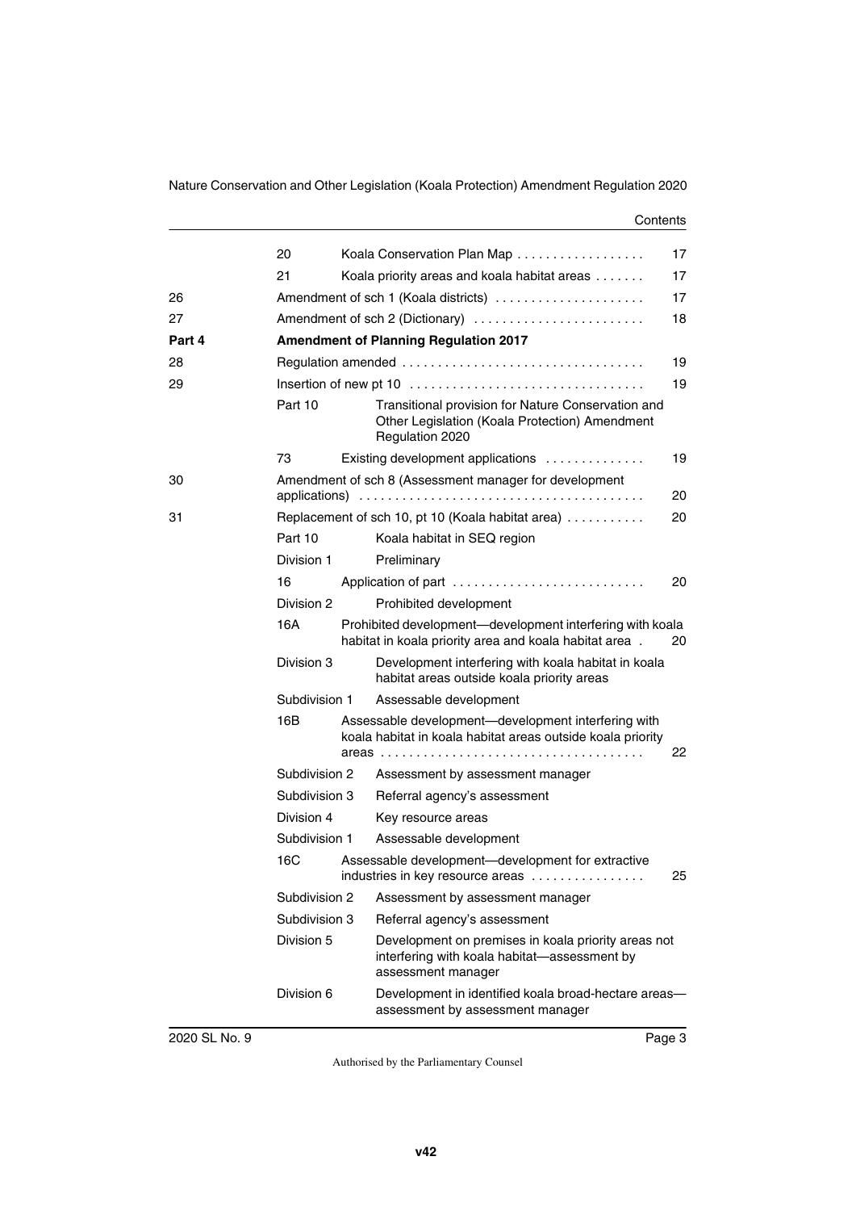| | | | |
|---|---|---|---|
| | 20 | Koala Conservation Plan Map | 17 |
| | 21 | Koala priority areas and koala habitat areas | 17 |
| 26 | | Amendment of sch 1 (Koala districts) | 17 |
| 27 | | Amendment of sch 2 (Dictionary) | 18 |
| **Part 4** | | **Amendment of Planning Regulation 2017** | |
| 28 | | Regulation amended | 19 |
| 29 | | Insertion of new pt 10 | 19 |
| | Part 10 | Transitional provision for Nature Conservation and Other Legislation (Koala Protection) Amendment Regulation 2020 | |
| | 73 | Existing development applications | 19 |
| 30 | | Amendment of sch 8 (Assessment manager for development applications) | 20 |
| 31 | | Replacement of sch 10, pt 10 (Koala habitat area) | 20 |
| | Part 10 | Koala habitat in SEQ region | |
| | Division 1 | Preliminary | |
| | 16 | Application of part | 20 |
| | Division 2 | Prohibited development | |
| | 16A | Prohibited development—development interfering with koala habitat in koala priority area and koala habitat area | 20 |
| | Division 3 | Development interfering with koala habitat in koala habitat areas outside koala priority areas | |
| | Subdivision 1 | Assessable development | |
| | 16B | Assessable development—development interfering with koala habitat in koala habitat areas outside koala priority areas | 22 |
| | Subdivision 2 | Assessment by assessment manager | |
| | Subdivision 3 | Referral agency's assessment | |
| | Division 4 | Key resource areas | |
| | Subdivision 1 | Assessable development | |
| | 16C | Assessable development—development for extractive industries in key resource areas | 25 |
| | Subdivision 2 | Assessment by assessment manager | |
| | Subdivision 3 | Referral agency's assessment | |
| | Division 5 | Development on premises in koala priority areas not interfering with koala habitat—assessment by assessment manager | |
| | Division 6 | Development in identified koala broad-hectare areas—assessment by assessment manager | |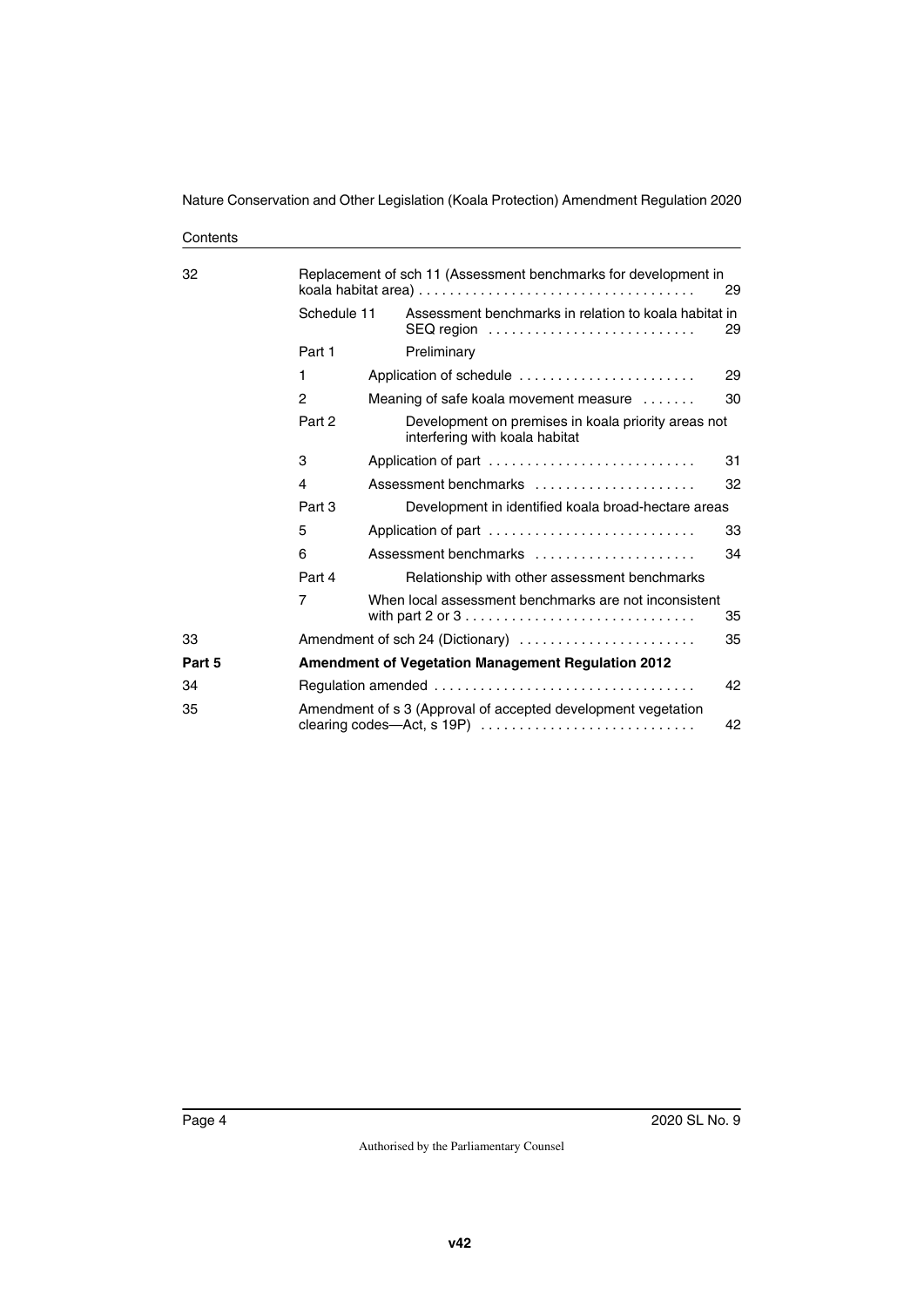Contents

| | | | |
|---|---|---|---|
| 32 | Replacement of sch 11 (Assessment benchmarks for development in koala habitat area) | | 29 |
| | Schedule 11 | Assessment benchmarks in relation to koala habitat in SEQ region | 29 |
| | Part 1 | Preliminary | |
| | 1 | Application of schedule | 29 |
| | 2 | Meaning of safe koala movement measure | 30 |
| | Part 2 | Development on premises in koala priority areas not interfering with koala habitat | |
| | 3 | Application of part | 31 |
| | 4 | Assessment benchmarks | 32 |
| | Part 3 | Development in identified koala broad-hectare areas | |
| | 5 | Application of part | 33 |
| | 6 | Assessment benchmarks | 34 |
| | Part 4 | Relationship with other assessment benchmarks | |
| | 7 | When local assessment benchmarks are not inconsistent with part 2 or 3 | 35 |
| 33 | Amendment of sch 24 (Dictionary) | | 35 |
| **Part 5** | **Amendment of Vegetation Management Regulation 2012** | | |
| 34 | Regulation amended | | 42 |
| 35 | Amendment of s 3 (Approval of accepted development vegetation clearing codes—Act, s 19P) | | 42 |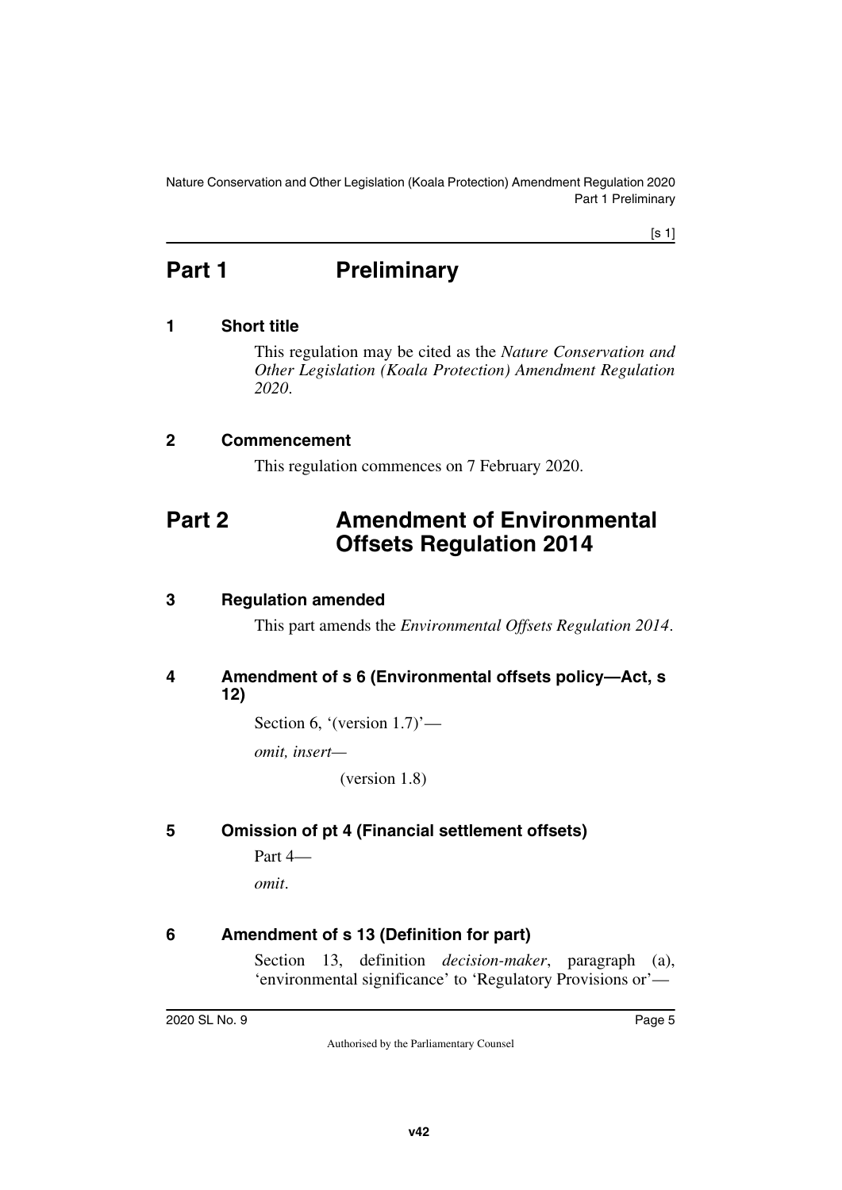# Part 1 Preliminary

### 1 Short title

This regulation may be cited as the *Nature Conservation and Other Legislation (Koala Protection) Amendment Regulation 2020*.

### 2 Commencement

This regulation commences on 7 February 2020.

# Part 2 Amendment of Environmental Offsets Regulation 2014

### 3 Regulation amended

This part amends the *Environmental Offsets Regulation 2014*.

### 4 Amendment of s 6 (Environmental offsets policy—Act, s 12)

Section 6, '(version 1.7)'—

*omit, insert—*

(version 1.8)

### 5 Omission of pt 4 (Financial settlement offsets)

Part 4—

*omit*.

### 6 Amendment of s 13 (Definition for part)

Section 13, definition *decision-maker*, paragraph (a), 'environmental significance' to 'Regulatory Provisions or'—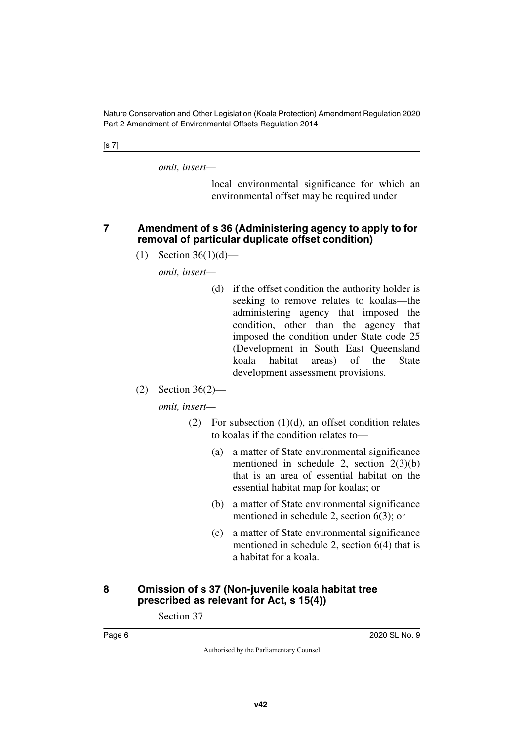*omit, insert—*

local environmental significance for which an environmental offset may be required under

## 7 Amendment of s 36 (Administering agency to apply to for removal of particular duplicate offset condition)

(1) Section 36(1)(d)—

*omit, insert—*

(d) if the offset condition the authority holder is seeking to remove relates to koalas—the administering agency that imposed the condition, other than the agency that imposed the condition under State code 25 (Development in South East Queensland koala habitat areas) of the State development assessment provisions.

(2) Section 36(2)—

*omit, insert—*

(2) For subsection (1)(d), an offset condition relates to koalas if the condition relates to—

(a) a matter of State environmental significance mentioned in schedule 2, section 2(3)(b) that is an area of essential habitat on the essential habitat map for koalas; or

(b) a matter of State environmental significance mentioned in schedule 2, section 6(3); or

(c) a matter of State environmental significance mentioned in schedule 2, section 6(4) that is a habitat for a koala.

## 8 Omission of s 37 (Non-juvenile koala habitat tree prescribed as relevant for Act, s 15(4))

Section 37—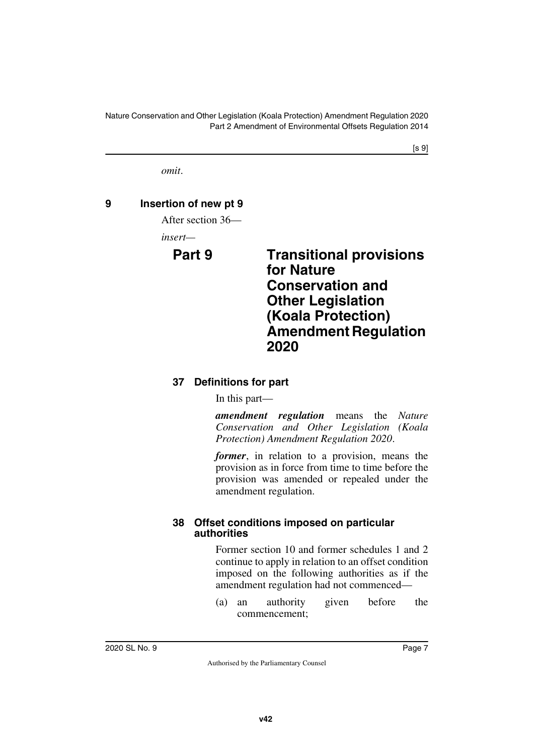*omit*.

## 9 Insertion of new pt 9

After section 36—

*insert*—

# Part 9 Transitional provisions for Nature Conservation and Other Legislation (Koala Protection) Amendment Regulation 2020

### 37 Definitions for part

In this part—

***amendment regulation*** means the *Nature Conservation and Other Legislation (Koala Protection) Amendment Regulation 2020*.

***former***, in relation to a provision, means the provision as in force from time to time before the provision was amended or repealed under the amendment regulation.

### 38 Offset conditions imposed on particular authorities

Former section 10 and former schedules 1 and 2 continue to apply in relation to an offset condition imposed on the following authorities as if the amendment regulation had not commenced—

(a) an authority given before the commencement;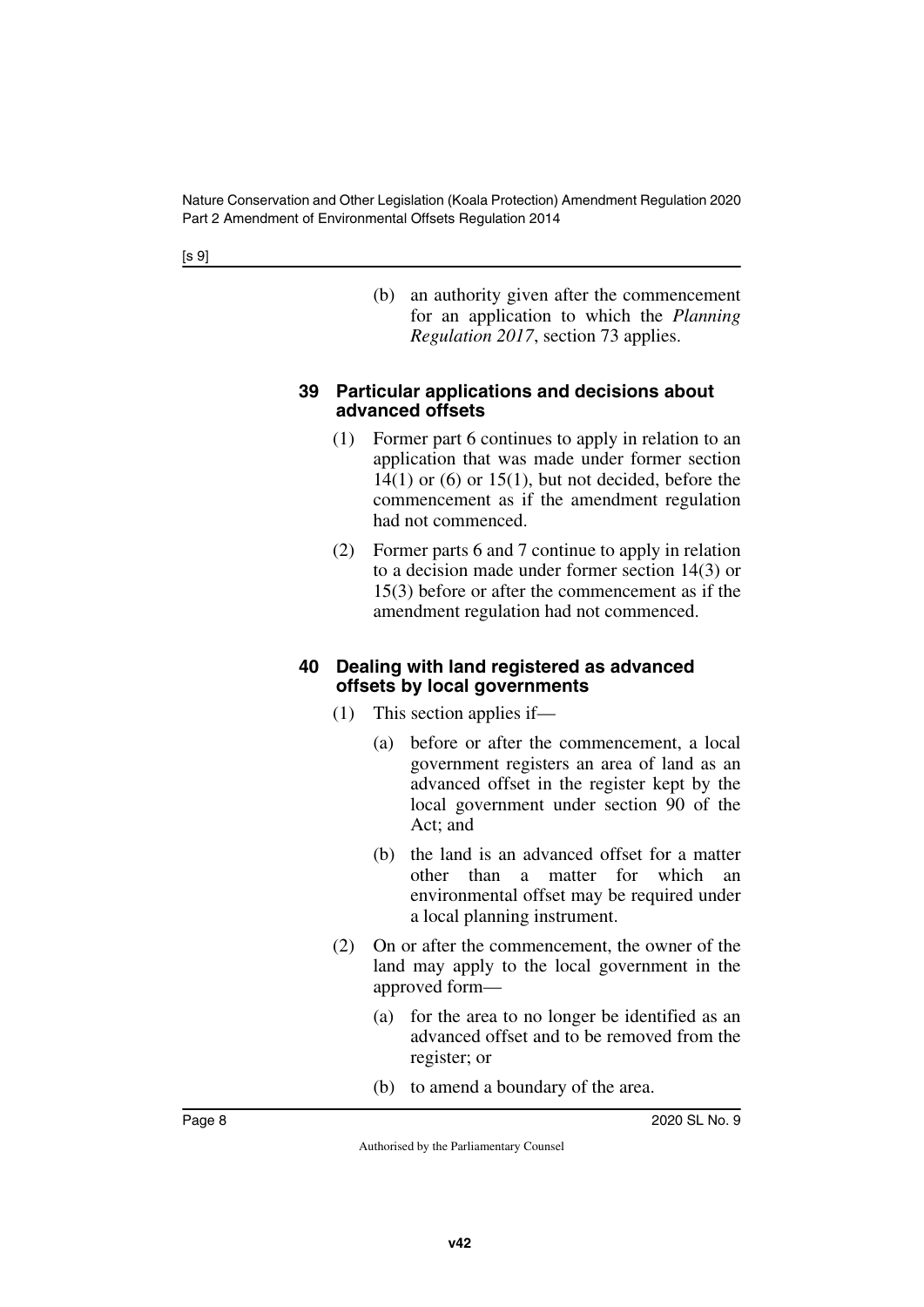(b) an authority given after the commencement for an application to which the *Planning Regulation 2017*, section 73 applies.

### 39 Particular applications and decisions about advanced offsets

(1) Former part 6 continues to apply in relation to an application that was made under former section 14(1) or (6) or 15(1), but not decided, before the commencement as if the amendment regulation had not commenced.

(2) Former parts 6 and 7 continue to apply in relation to a decision made under former section 14(3) or 15(3) before or after the commencement as if the amendment regulation had not commenced.

### 40 Dealing with land registered as advanced offsets by local governments

(1) This section applies if—

(a) before or after the commencement, a local government registers an area of land as an advanced offset in the register kept by the local government under section 90 of the Act; and

(b) the land is an advanced offset for a matter other than a matter for which an environmental offset may be required under a local planning instrument.

(2) On or after the commencement, the owner of the land may apply to the local government in the approved form—

(a) for the area to no longer be identified as an advanced offset and to be removed from the register; or

(b) to amend a boundary of the area.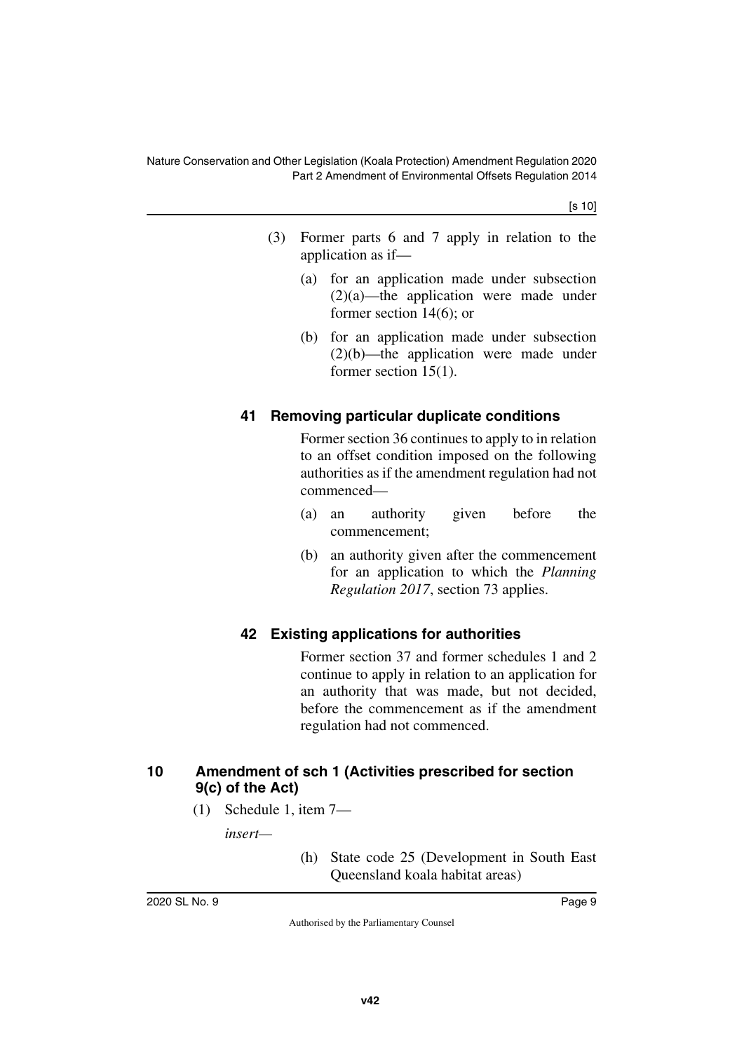(3) Former parts 6 and 7 apply in relation to the application as if—

(a) for an application made under subsection (2)(a)—the application were made under former section 14(6); or

(b) for an application made under subsection (2)(b)—the application were made under former section 15(1).

### 41 Removing particular duplicate conditions

Former section 36 continues to apply to in relation to an offset condition imposed on the following authorities as if the amendment regulation had not commenced—

(a) an authority given before the commencement;

(b) an authority given after the commencement for an application to which the *Planning Regulation 2017*, section 73 applies.

### 42 Existing applications for authorities

Former section 37 and former schedules 1 and 2 continue to apply in relation to an application for an authority that was made, but not decided, before the commencement as if the amendment regulation had not commenced.

## 10 Amendment of sch 1 (Activities prescribed for section 9(c) of the Act)

(1) Schedule 1, item 7—

*insert—*

(h) State code 25 (Development in South East Queensland koala habitat areas)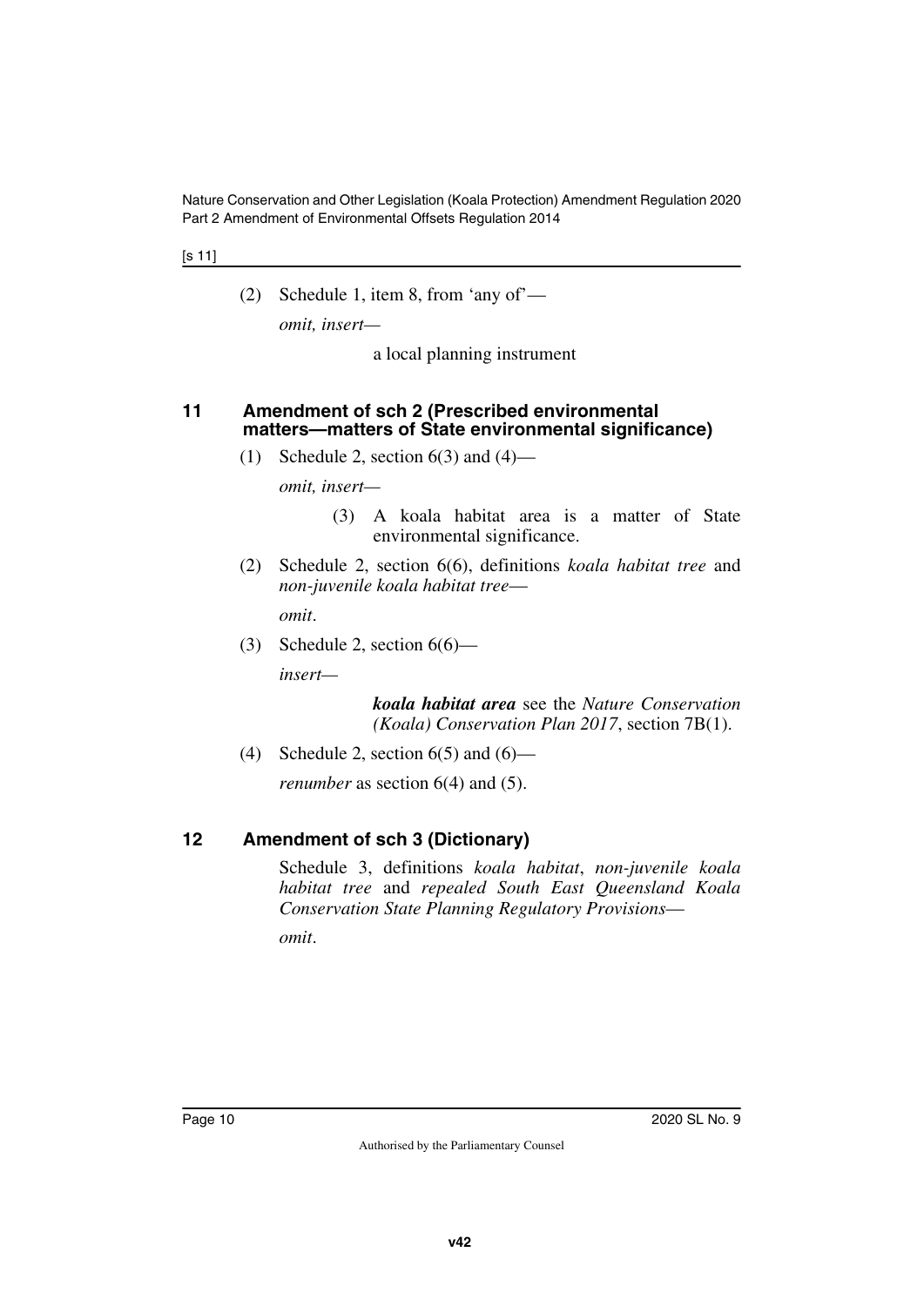(2) Schedule 1, item 8, from 'any of'—

*omit, insert—*

a local planning instrument

## 11 Amendment of sch 2 (Prescribed environmental matters—matters of State environmental significance)

(1) Schedule 2, section 6(3) and (4)—

*omit, insert—*

(3) A koala habitat area is a matter of State environmental significance.

(2) Schedule 2, section 6(6), definitions *koala habitat tree* and *non-juvenile koala habitat tree*—

*omit*.

(3) Schedule 2, section 6(6)—

*insert—*

***koala habitat area*** see the *Nature Conservation (Koala) Conservation Plan 2017*, section 7B(1).

(4) Schedule 2, section 6(5) and (6)—

*renumber* as section 6(4) and (5).

## 12 Amendment of sch 3 (Dictionary)

Schedule 3, definitions *koala habitat*, *non-juvenile koala habitat tree* and *repealed South East Queensland Koala Conservation State Planning Regulatory Provisions*—

*omit*.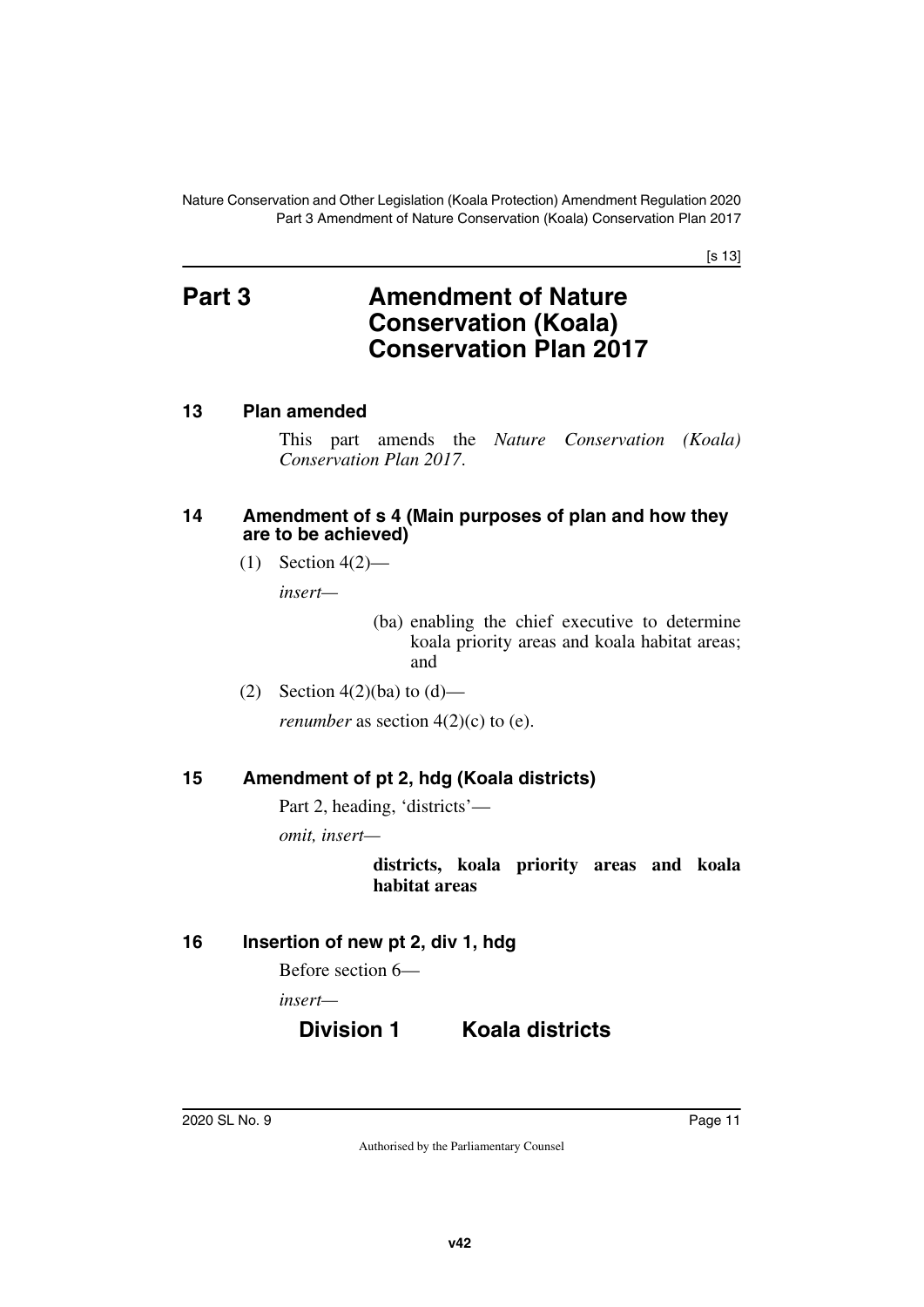# Part 3 Amendment of Nature Conservation (Koala) Conservation Plan 2017

## 13 Plan amended

This part amends the *Nature Conservation (Koala) Conservation Plan 2017*.

## 14 Amendment of s 4 (Main purposes of plan and how they are to be achieved)

(1) Section 4(2)—

*insert*—

> (ba) enabling the chief executive to determine koala priority areas and koala habitat areas; and

(2) Section 4(2)(ba) to (d)—

*renumber* as section 4(2)(c) to (e).

## 15 Amendment of pt 2, hdg (Koala districts)

Part 2, heading, 'districts'—

*omit, insert*—

> **districts, koala priority areas and koala habitat areas**

## 16 Insertion of new pt 2, div 1, hdg

Before section 6—

*insert*—

> **Division 1 Koala districts**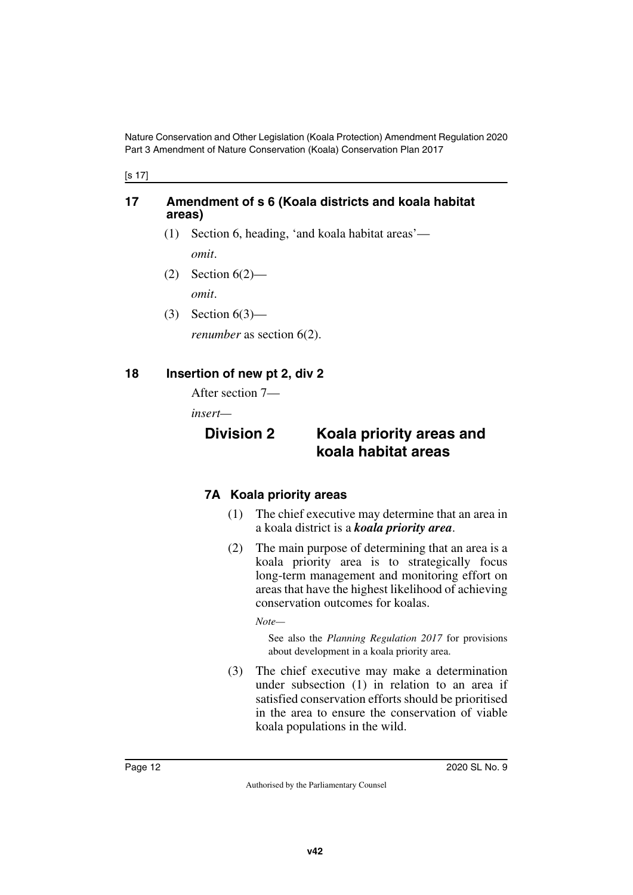**17 Amendment of s 6 (Koala districts and koala habitat areas)**

(1) Section 6, heading, 'and koala habitat areas'—

*omit*.

(2) Section 6(2)—

*omit*.

(3) Section 6(3)—

*renumber* as section 6(2).

**18 Insertion of new pt 2, div 2**

After section 7—

*insert*—

## Division 2 Koala priority areas and koala habitat areas

### 7A Koala priority areas

(1) The chief executive may determine that an area in a koala district is a ***koala priority area***.

(2) The main purpose of determining that an area is a koala priority area is to strategically focus long-term management and monitoring effort on areas that have the highest likelihood of achieving conservation outcomes for koalas.

*Note*—

See also the *Planning Regulation 2017* for provisions about development in a koala priority area.

(3) The chief executive may make a determination under subsection (1) in relation to an area if satisfied conservation efforts should be prioritised in the area to ensure the conservation of viable koala populations in the wild.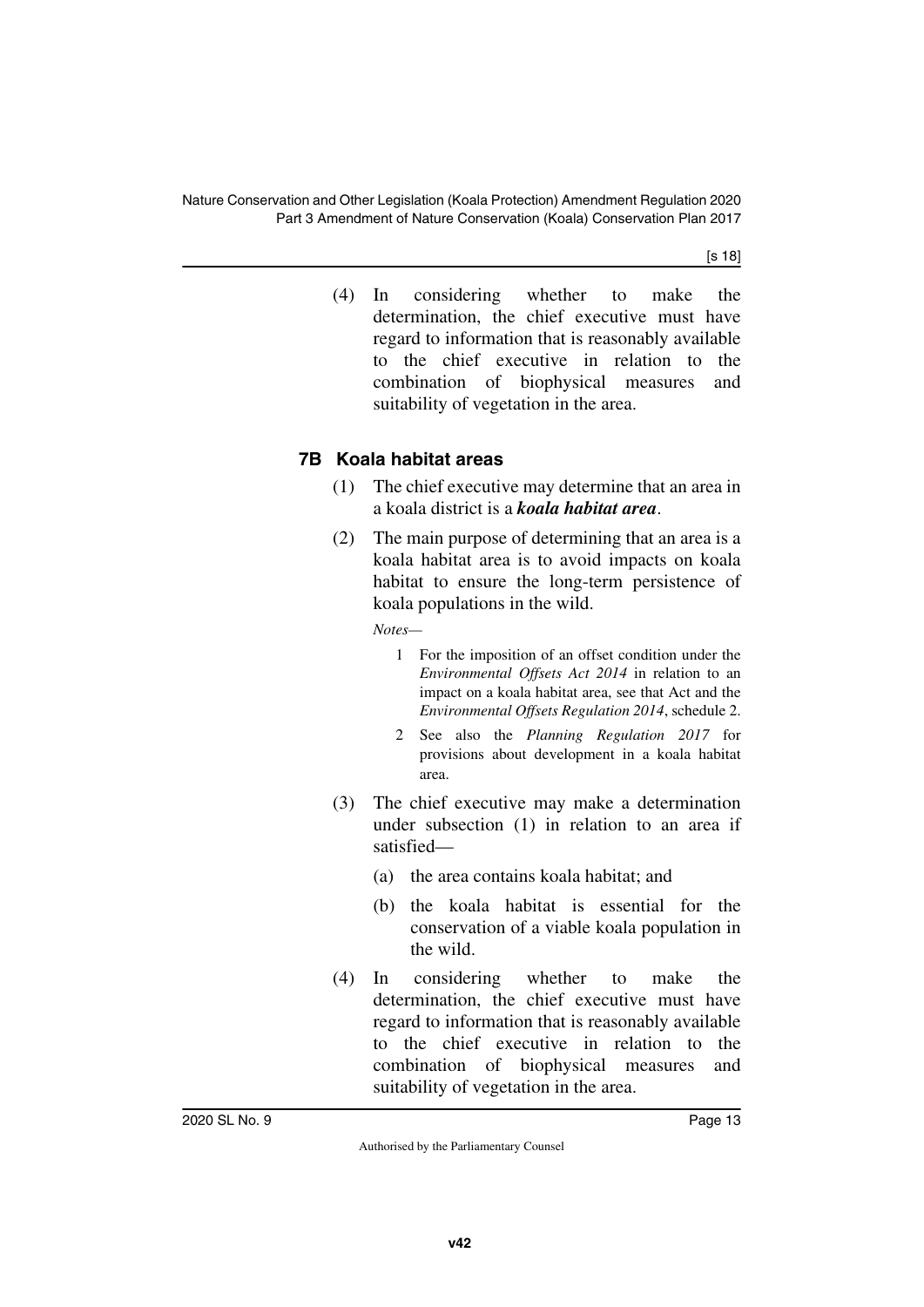(4) In considering whether to make the determination, the chief executive must have regard to information that is reasonably available to the chief executive in relation to the combination of biophysical measures and suitability of vegetation in the area.

### 7B Koala habitat areas

(1) The chief executive may determine that an area in a koala district is a ***koala habitat area***.

(2) The main purpose of determining that an area is a koala habitat area is to avoid impacts on koala habitat to ensure the long-term persistence of koala populations in the wild.

*Notes—*

1 For the imposition of an offset condition under the *Environmental Offsets Act 2014* in relation to an impact on a koala habitat area, see that Act and the *Environmental Offsets Regulation 2014*, schedule 2.

2 See also the *Planning Regulation 2017* for provisions about development in a koala habitat area.

(3) The chief executive may make a determination under subsection (1) in relation to an area if satisfied—

(a) the area contains koala habitat; and

(b) the koala habitat is essential for the conservation of a viable koala population in the wild.

(4) In considering whether to make the determination, the chief executive must have regard to information that is reasonably available to the chief executive in relation to the combination of biophysical measures and suitability of vegetation in the area.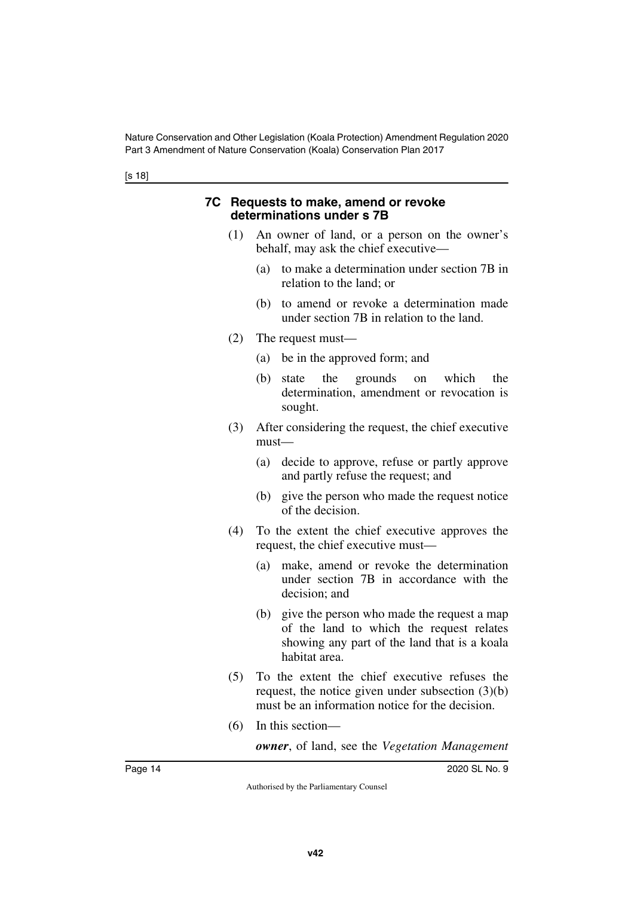### 7C Requests to make, amend or revoke determinations under s 7B

(1) An owner of land, or a person on the owner's behalf, may ask the chief executive—

(a) to make a determination under section 7B in relation to the land; or

(b) to amend or revoke a determination made under section 7B in relation to the land.

(2) The request must—

(a) be in the approved form; and

(b) state the grounds on which the determination, amendment or revocation is sought.

(3) After considering the request, the chief executive must—

(a) decide to approve, refuse or partly approve and partly refuse the request; and

(b) give the person who made the request notice of the decision.

(4) To the extent the chief executive approves the request, the chief executive must—

(a) make, amend or revoke the determination under section 7B in accordance with the decision; and

(b) give the person who made the request a map of the land to which the request relates showing any part of the land that is a koala habitat area.

(5) To the extent the chief executive refuses the request, the notice given under subsection (3)(b) must be an information notice for the decision.

(6) In this section—

***owner***, of land, see the *Vegetation Management*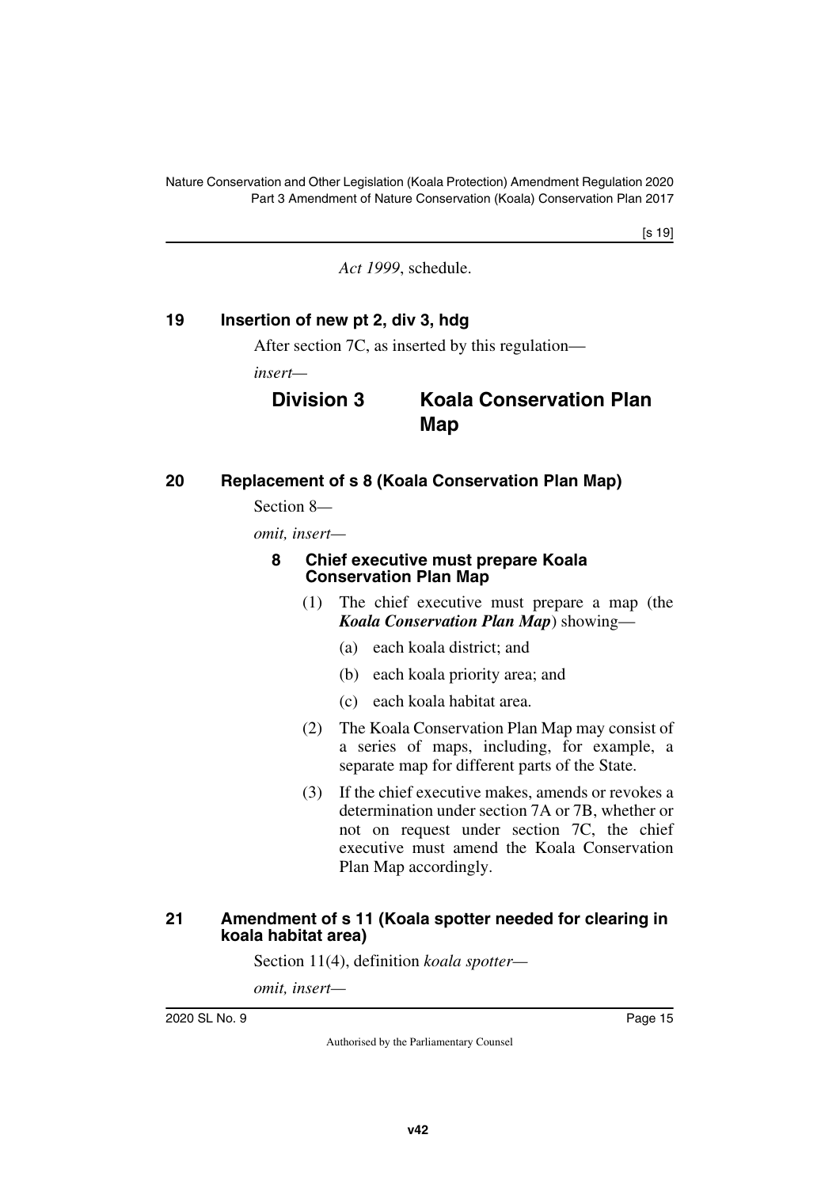*Act 1999*, schedule.

## 19 Insertion of new pt 2, div 3, hdg

After section 7C, as inserted by this regulation—

*insert*—

### Division 3 Koala Conservation Plan Map

## 20 Replacement of s 8 (Koala Conservation Plan Map)

Section 8—

*omit, insert*—

### 8 Chief executive must prepare Koala Conservation Plan Map

(1) The chief executive must prepare a map (the ***Koala Conservation Plan Map***) showing—

(a) each koala district; and

(b) each koala priority area; and

(c) each koala habitat area.

(2) The Koala Conservation Plan Map may consist of a series of maps, including, for example, a separate map for different parts of the State.

(3) If the chief executive makes, amends or revokes a determination under section 7A or 7B, whether or not on request under section 7C, the chief executive must amend the Koala Conservation Plan Map accordingly.

## 21 Amendment of s 11 (Koala spotter needed for clearing in koala habitat area)

Section 11(4), definition *koala spotter*—

*omit, insert*—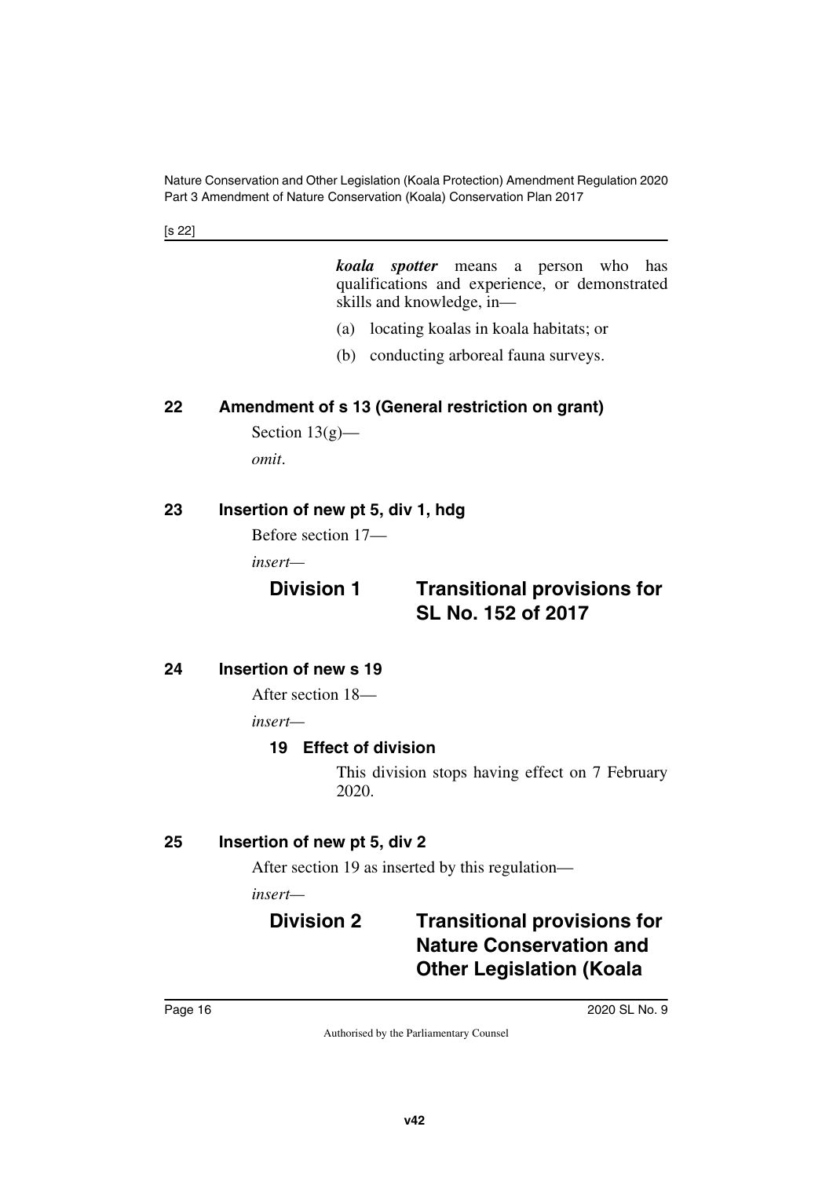***koala spotter*** means a person who has qualifications and experience, or demonstrated skills and knowledge, in—

(a) locating koalas in koala habitats; or

(b) conducting arboreal fauna surveys.

### 22 Amendment of s 13 (General restriction on grant)

Section 13(g)—

*omit*.

### 23 Insertion of new pt 5, div 1, hdg

Before section 17—

*insert*—

## Division 1 Transitional provisions for SL No. 152 of 2017

### 24 Insertion of new s 19

After section 18—

*insert*—

#### 19 Effect of division

This division stops having effect on 7 February 2020.

### 25 Insertion of new pt 5, div 2

After section 19 as inserted by this regulation—

*insert*—

## Division 2 Transitional provisions for Nature Conservation and Other Legislation (Koala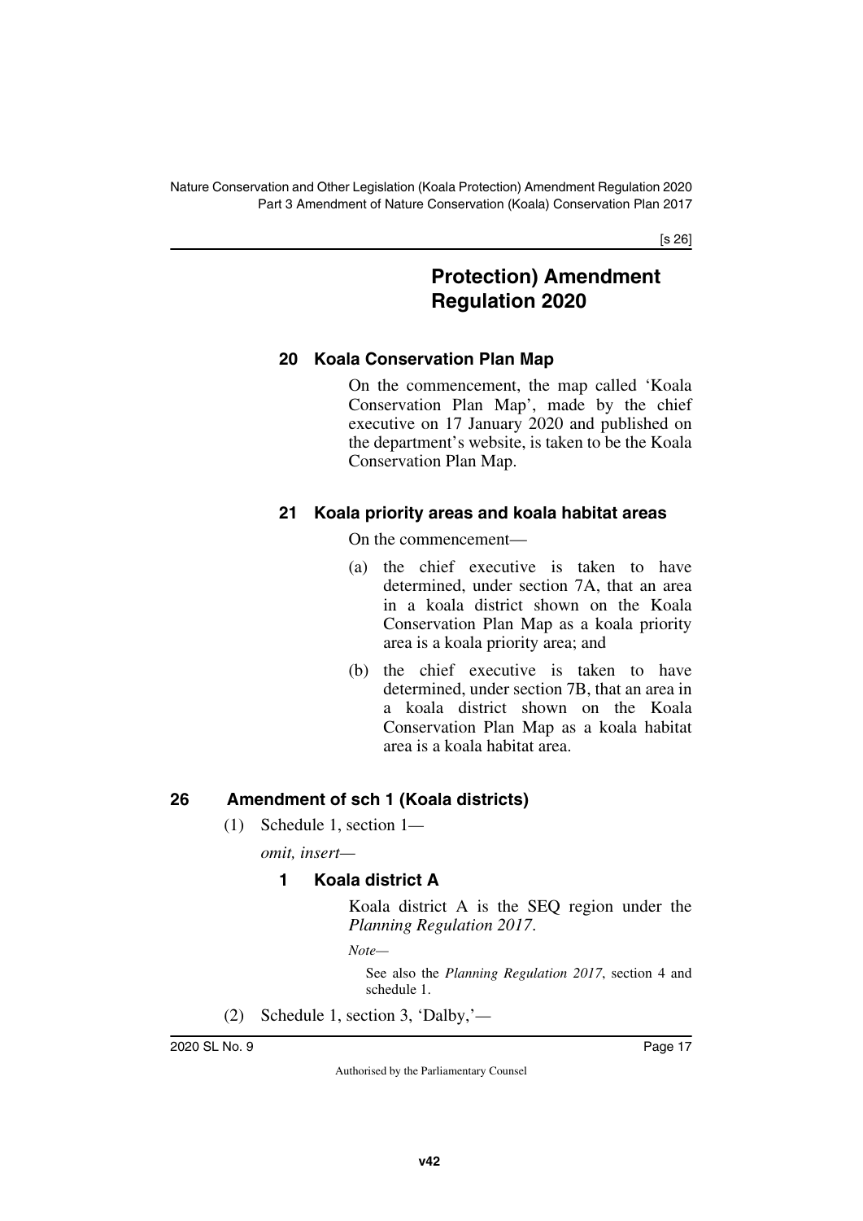**Protection) Amendment Regulation 2020**

### 20 Koala Conservation Plan Map

On the commencement, the map called 'Koala Conservation Plan Map', made by the chief executive on 17 January 2020 and published on the department's website, is taken to be the Koala Conservation Plan Map.

### 21 Koala priority areas and koala habitat areas

On the commencement—

(a) the chief executive is taken to have determined, under section 7A, that an area in a koala district shown on the Koala Conservation Plan Map as a koala priority area is a koala priority area; and

(b) the chief executive is taken to have determined, under section 7B, that an area in a koala district shown on the Koala Conservation Plan Map as a koala habitat area is a koala habitat area.

## 26 Amendment of sch 1 (Koala districts)

(1) Schedule 1, section 1—

*omit, insert—*

### 1 Koala district A

Koala district A is the SEQ region under the *Planning Regulation 2017*.

*Note—*

See also the *Planning Regulation 2017*, section 4 and schedule 1.

(2) Schedule 1, section 3, 'Dalby,'—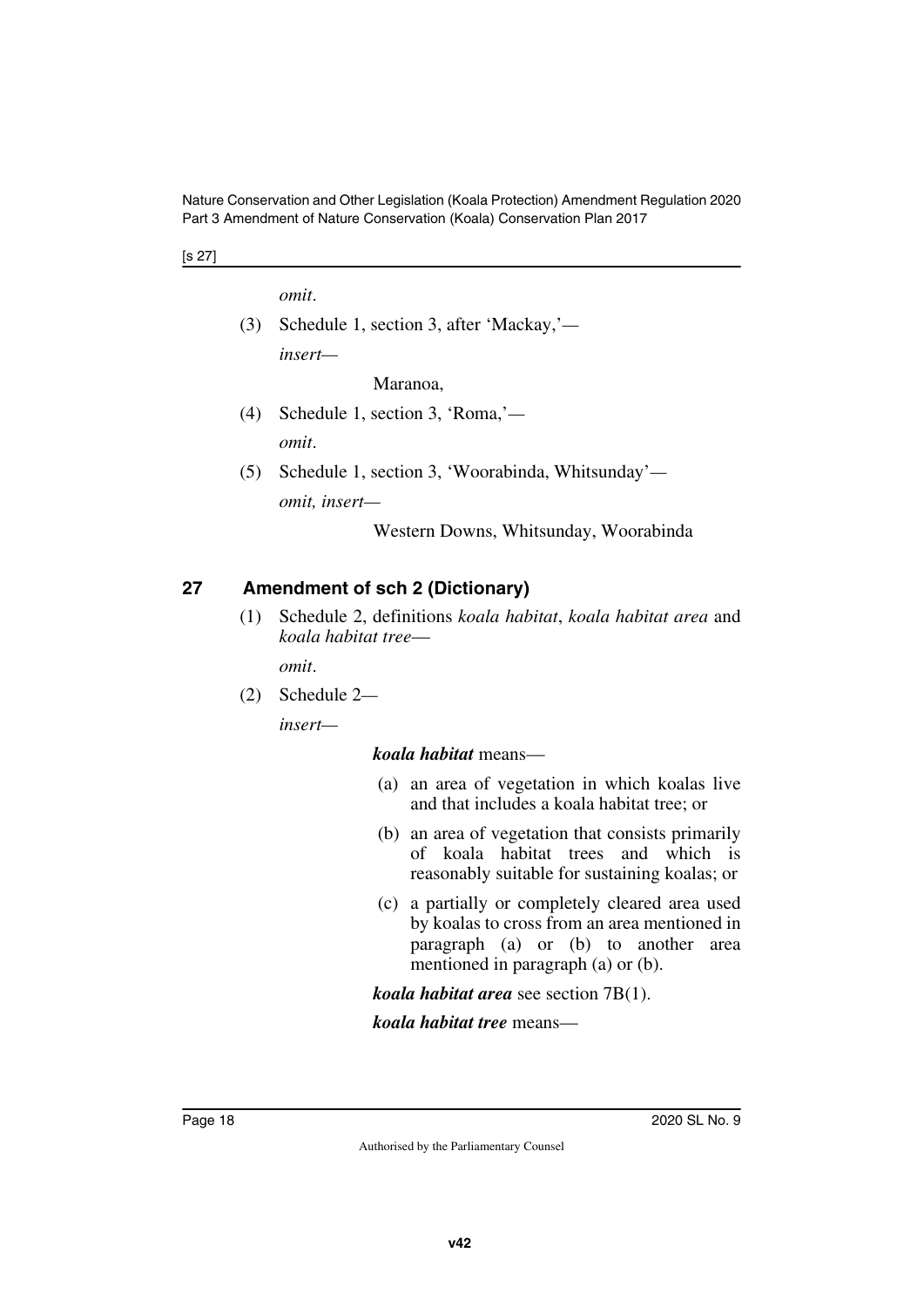*omit*.

(3) Schedule 1, section 3, after 'Mackay,'—

*insert*—

Maranoa,

(4) Schedule 1, section 3, 'Roma,'—

*omit*.

(5) Schedule 1, section 3, 'Woorabinda, Whitsunday'—

*omit, insert*—

Western Downs, Whitsunday, Woorabinda

## 27 Amendment of sch 2 (Dictionary)

(1) Schedule 2, definitions *koala habitat*, *koala habitat area* and *koala habitat tree*—

*omit*.

(2) Schedule 2—

*insert*—

***koala habitat*** means—

(a) an area of vegetation in which koalas live and that includes a koala habitat tree; or

(b) an area of vegetation that consists primarily of koala habitat trees and which is reasonably suitable for sustaining koalas; or

(c) a partially or completely cleared area used by koalas to cross from an area mentioned in paragraph (a) or (b) to another area mentioned in paragraph (a) or (b).

***koala habitat area*** see section 7B(1).

***koala habitat tree*** means—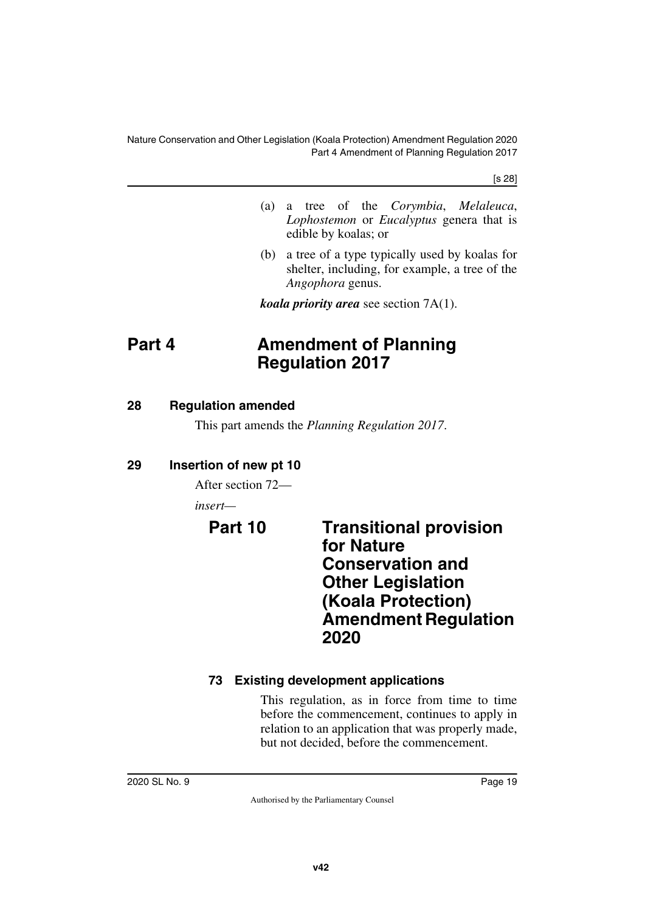(a) a tree of the *Corymbia*, *Melaleuca*, *Lophostemon* or *Eucalyptus* genera that is edible by koalas; or

(b) a tree of a type typically used by koalas for shelter, including, for example, a tree of the *Angophora* genus.

***koala priority area*** see section 7A(1).

# Part 4 Amendment of Planning Regulation 2017

## 28 Regulation amended

This part amends the *Planning Regulation 2017*.

## 29 Insertion of new pt 10

After section 72—

*insert*—

# Part 10 Transitional provision for Nature Conservation and Other Legislation (Koala Protection) Amendment Regulation 2020

## 73 Existing development applications

This regulation, as in force from time to time before the commencement, continues to apply in relation to an application that was properly made, but not decided, before the commencement.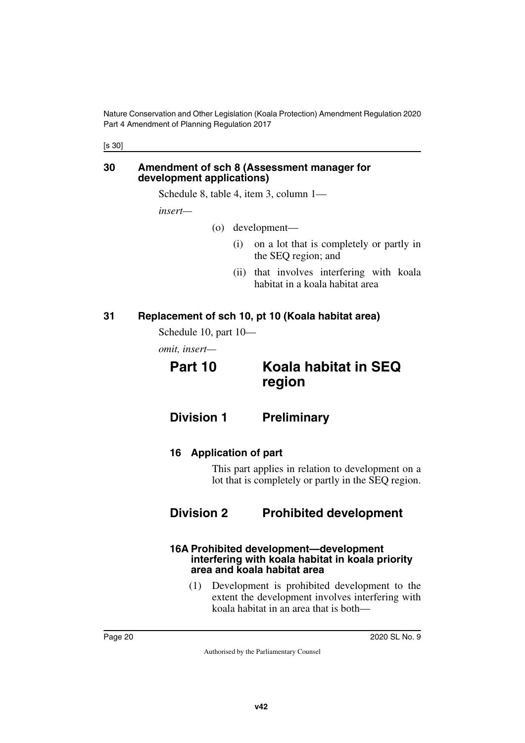## 30 Amendment of sch 8 (Assessment manager for development applications)

Schedule 8, table 4, item 3, column 1—

*insert—*

(o) development—

(i) on a lot that is completely or partly in the SEQ region; and

(ii) that involves interfering with koala habitat in a koala habitat area

## 31 Replacement of sch 10, pt 10 (Koala habitat area)

Schedule 10, part 10—

*omit, insert—*

# Part 10 Koala habitat in SEQ region

## Division 1 Preliminary

### 16 Application of part

This part applies in relation to development on a lot that is completely or partly in the SEQ region.

## Division 2 Prohibited development

### 16A Prohibited development—development interfering with koala habitat in koala priority area and koala habitat area

(1) Development is prohibited development to the extent the development involves interfering with koala habitat in an area that is both—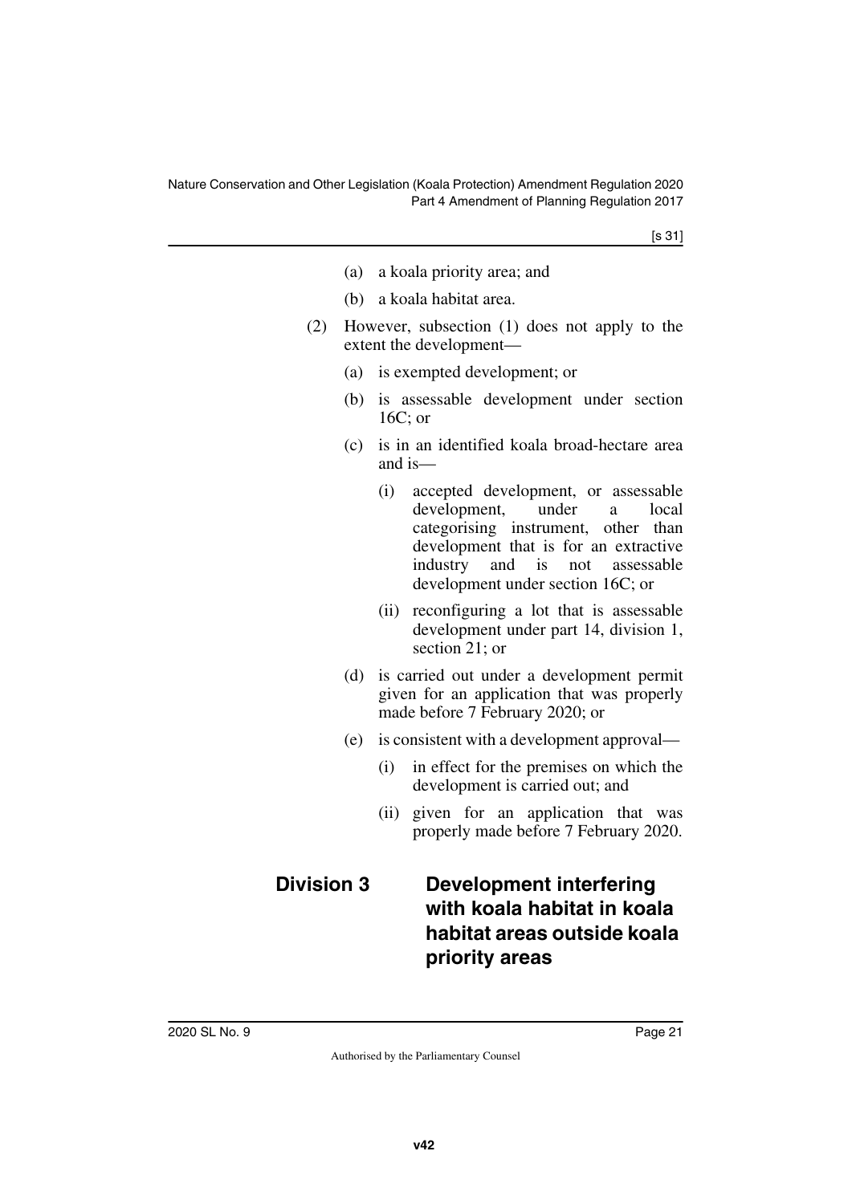(a) a koala priority area; and

(b) a koala habitat area.

(2) However, subsection (1) does not apply to the extent the development—

(a) is exempted development; or

(b) is assessable development under section 16C; or

(c) is in an identified koala broad-hectare area and is—

(i) accepted development, or assessable development, under a local categorising instrument, other than development that is for an extractive industry and is not assessable development under section 16C; or

(ii) reconfiguring a lot that is assessable development under part 14, division 1, section 21; or

(d) is carried out under a development permit given for an application that was properly made before 7 February 2020; or

(e) is consistent with a development approval—

(i) in effect for the premises on which the development is carried out; and

(ii) given for an application that was properly made before 7 February 2020.

## Division 3 Development interfering with koala habitat in koala habitat areas outside koala priority areas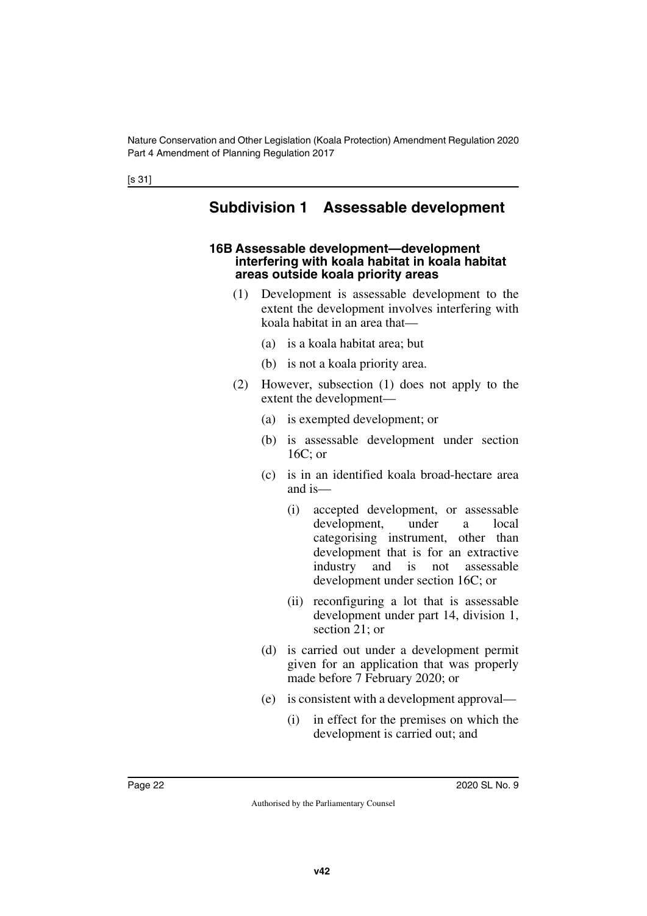## Subdivision 1 Assessable development

### 16B Assessable development—development interfering with koala habitat in koala habitat areas outside koala priority areas

(1) Development is assessable development to the extent the development involves interfering with koala habitat in an area that—

(a) is a koala habitat area; but

(b) is not a koala priority area.

(2) However, subsection (1) does not apply to the extent the development—

(a) is exempted development; or

(b) is assessable development under section 16C; or

(c) is in an identified koala broad-hectare area and is—

(i) accepted development, or assessable development, under a local categorising instrument, other than development that is for an extractive industry and is not assessable development under section 16C; or

(ii) reconfiguring a lot that is assessable development under part 14, division 1, section 21; or

(d) is carried out under a development permit given for an application that was properly made before 7 February 2020; or

(e) is consistent with a development approval—

(i) in effect for the premises on which the development is carried out; and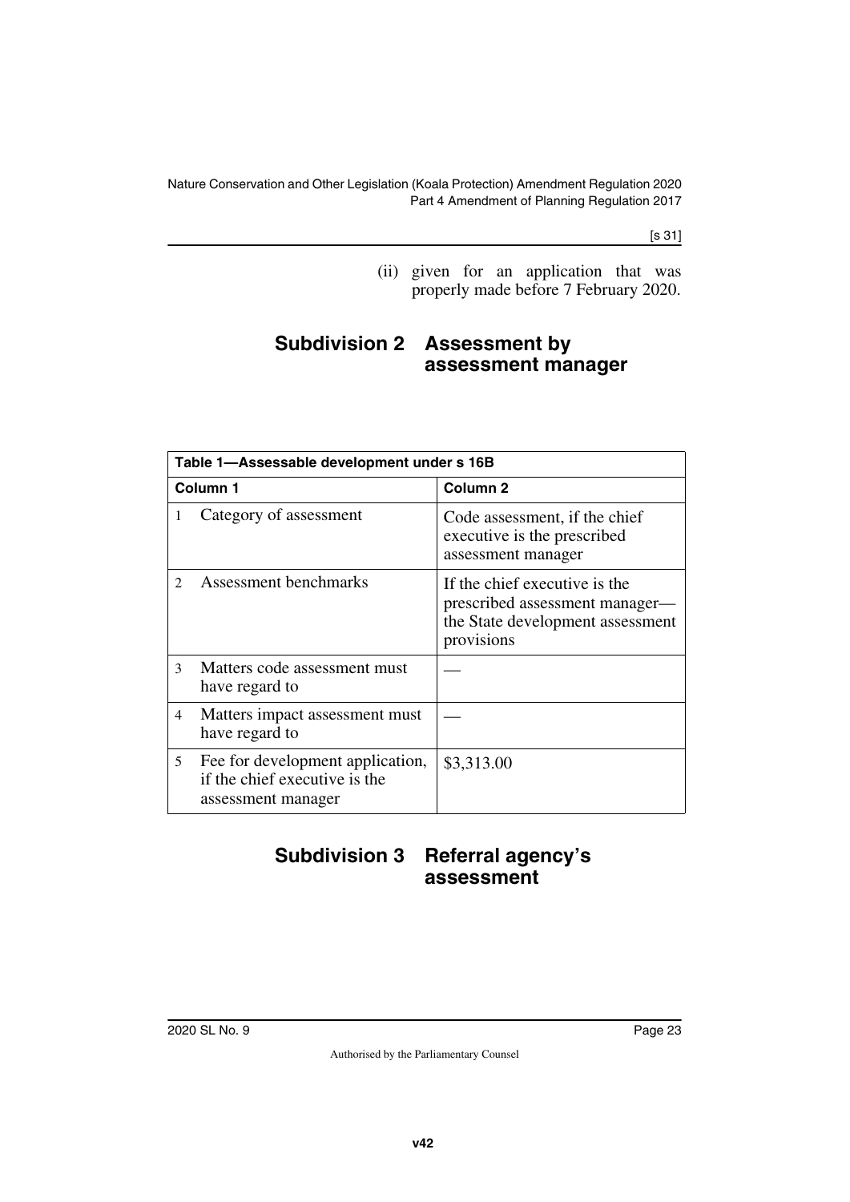(ii) given for an application that was properly made before 7 February 2020.

## Subdivision 2 Assessment by assessment manager

| Table 1—Assessable development under s 16B | |
|---|---|
| **Column 1** | **Column 2** |
| 1 Category of assessment | Code assessment, if the chief executive is the prescribed assessment manager |
| 2 Assessment benchmarks | If the chief executive is the prescribed assessment manager—the State development assessment provisions |
| 3 Matters code assessment must have regard to | — |
| 4 Matters impact assessment must have regard to | — |
| 5 Fee for development application, if the chief executive is the assessment manager | $3,313.00 |

## Subdivision 3 Referral agency's assessment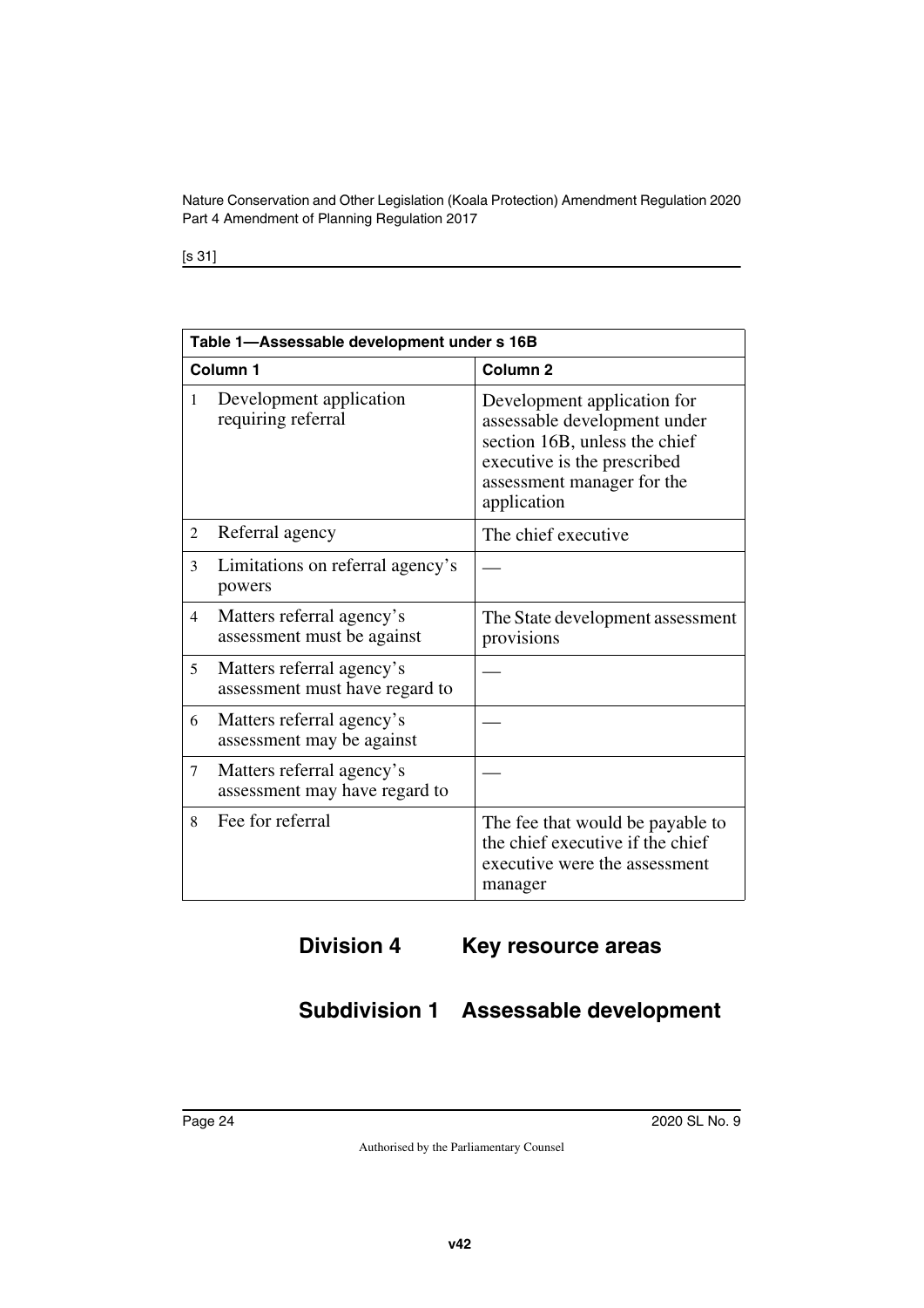| Table 1—Assessable development under s 16B | |
|---|---|
| **Column 1** | **Column 2** |
| 1 Development application requiring referral | Development application for assessable development under section 16B, unless the chief executive is the prescribed assessment manager for the application |
| 2 Referral agency | The chief executive |
| 3 Limitations on referral agency's powers | — |
| 4 Matters referral agency's assessment must be against | The State development assessment provisions |
| 5 Matters referral agency's assessment must have regard to | — |
| 6 Matters referral agency's assessment may be against | — |
| 7 Matters referral agency's assessment may have regard to | — |
| 8 Fee for referral | The fee that would be payable to the chief executive if the chief executive were the assessment manager |

## Division 4 Key resource areas

### Subdivision 1 Assessable development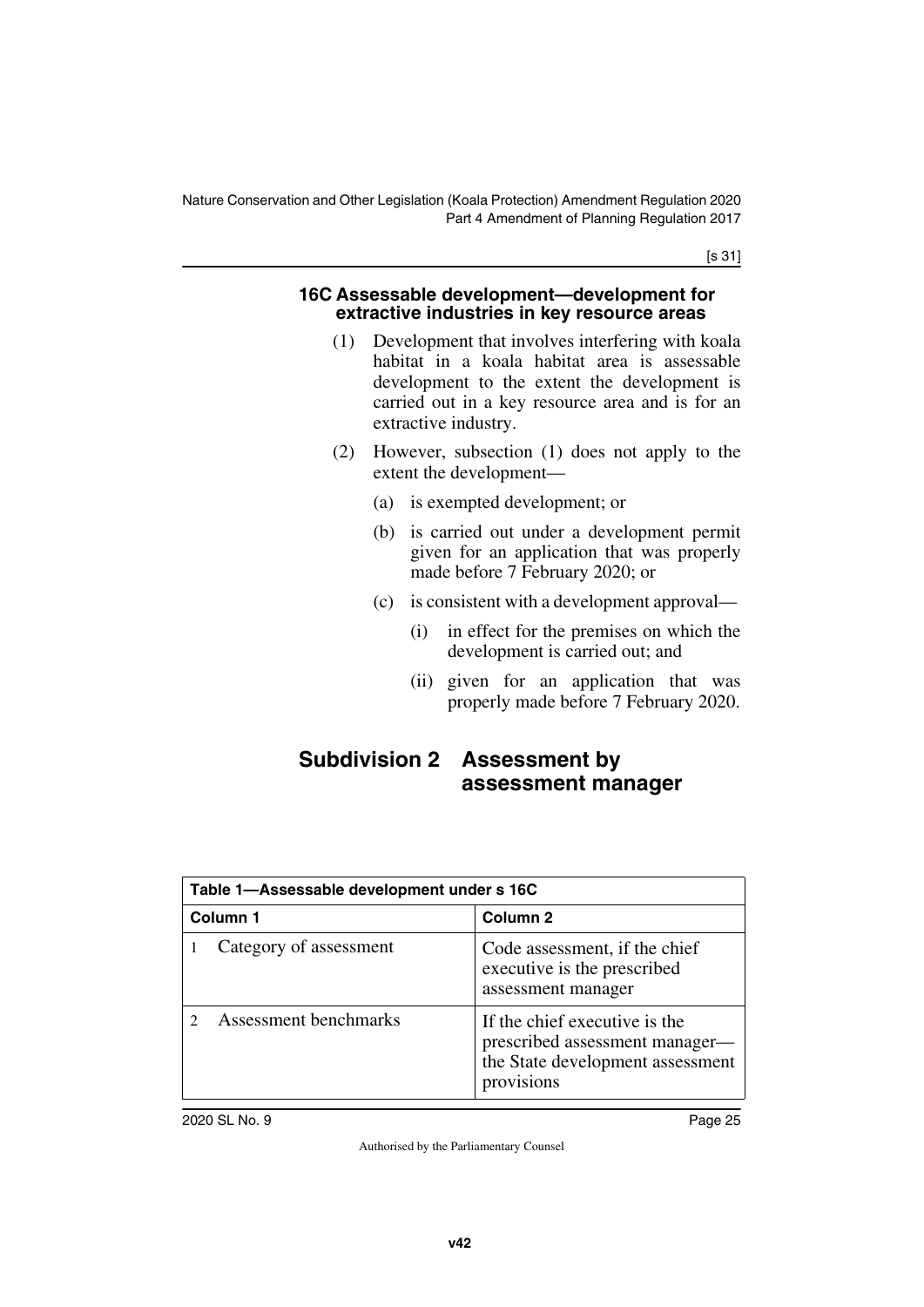#### 16C Assessable development—development for extractive industries in key resource areas

(1) Development that involves interfering with koala habitat in a koala habitat area is assessable development to the extent the development is carried out in a key resource area and is for an extractive industry.

(2) However, subsection (1) does not apply to the extent the development—

(a) is exempted development; or

(b) is carried out under a development permit given for an application that was properly made before 7 February 2020; or

(c) is consistent with a development approval—

(i) in effect for the premises on which the development is carried out; and

(ii) given for an application that was properly made before 7 February 2020.

## Subdivision 2 Assessment by assessment manager

| Table 1—Assessable development under s 16C | |
|---|---|
| **Column 1** | **Column 2** |
| 1 Category of assessment | Code assessment, if the chief executive is the prescribed assessment manager |
| 2 Assessment benchmarks | If the chief executive is the prescribed assessment manager—the State development assessment provisions |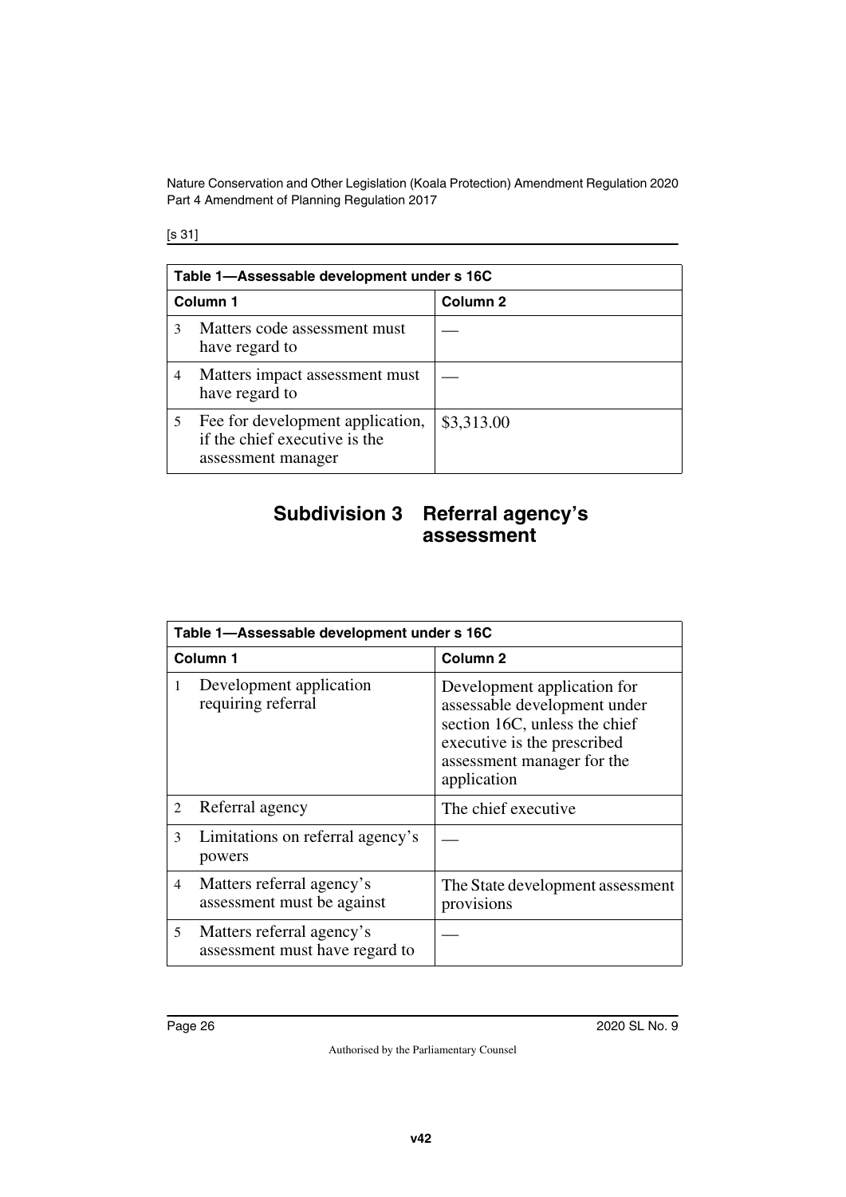| Table 1—Assessable development under s 16C | |
|---|---|
| **Column 1** | **Column 2** |
| 3 Matters code assessment must have regard to | — |
| 4 Matters impact assessment must have regard to | — |
| 5 Fee for development application, if the chief executive is the assessment manager | $3,313.00 |

## Subdivision 3 Referral agency's assessment

| Table 1—Assessable development under s 16C | |
|---|---|
| **Column 1** | **Column 2** |
| 1 Development application requiring referral | Development application for assessable development under section 16C, unless the chief executive is the prescribed assessment manager for the application |
| 2 Referral agency | The chief executive |
| 3 Limitations on referral agency's powers | — |
| 4 Matters referral agency's assessment must be against | The State development assessment provisions |
| 5 Matters referral agency's assessment must have regard to | — |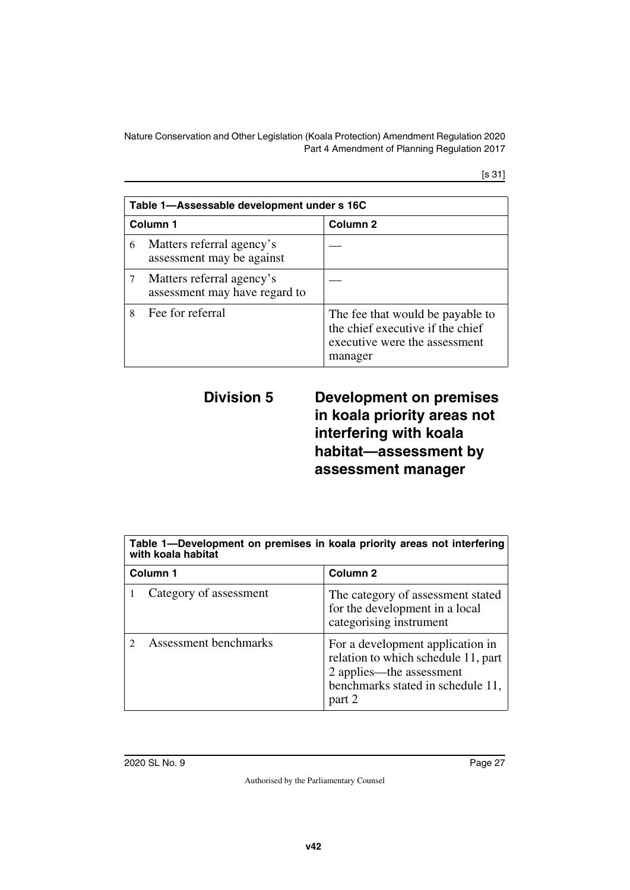| Table 1—Assessable development under s 16C | |
|---|---|
| **Column 1** | **Column 2** |
| 6 Matters referral agency's assessment may be against | — |
| 7 Matters referral agency's assessment may have regard to | — |
| 8 Fee for referral | The fee that would be payable to the chief executive if the chief executive were the assessment manager |

## Division 5 Development on premises in koala priority areas not interfering with koala habitat—assessment by assessment manager

| Table 1—Development on premises in koala priority areas not interfering with koala habitat | |
|---|---|
| **Column 1** | **Column 2** |
| 1 Category of assessment | The category of assessment stated for the development in a local categorising instrument |
| 2 Assessment benchmarks | For a development application in relation to which schedule 11, part 2 applies—the assessment benchmarks stated in schedule 11, part 2 |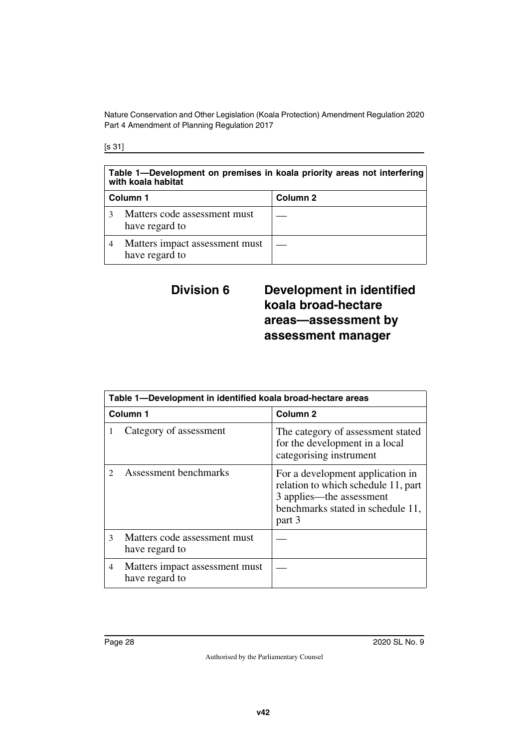| Table 1—Development on premises in koala priority areas not interfering with koala habitat | |
|---|---|
| **Column 1** | **Column 2** |
| 3 Matters code assessment must have regard to | — |
| 4 Matters impact assessment must have regard to | — |

## Division 6 Development in identified koala broad-hectare areas—assessment by assessment manager

| Table 1—Development in identified koala broad-hectare areas | |
|---|---|
| **Column 1** | **Column 2** |
| 1 Category of assessment | The category of assessment stated for the development in a local categorising instrument |
| 2 Assessment benchmarks | For a development application in relation to which schedule 11, part 3 applies—the assessment benchmarks stated in schedule 11, part 3 |
| 3 Matters code assessment must have regard to | — |
| 4 Matters impact assessment must have regard to | — |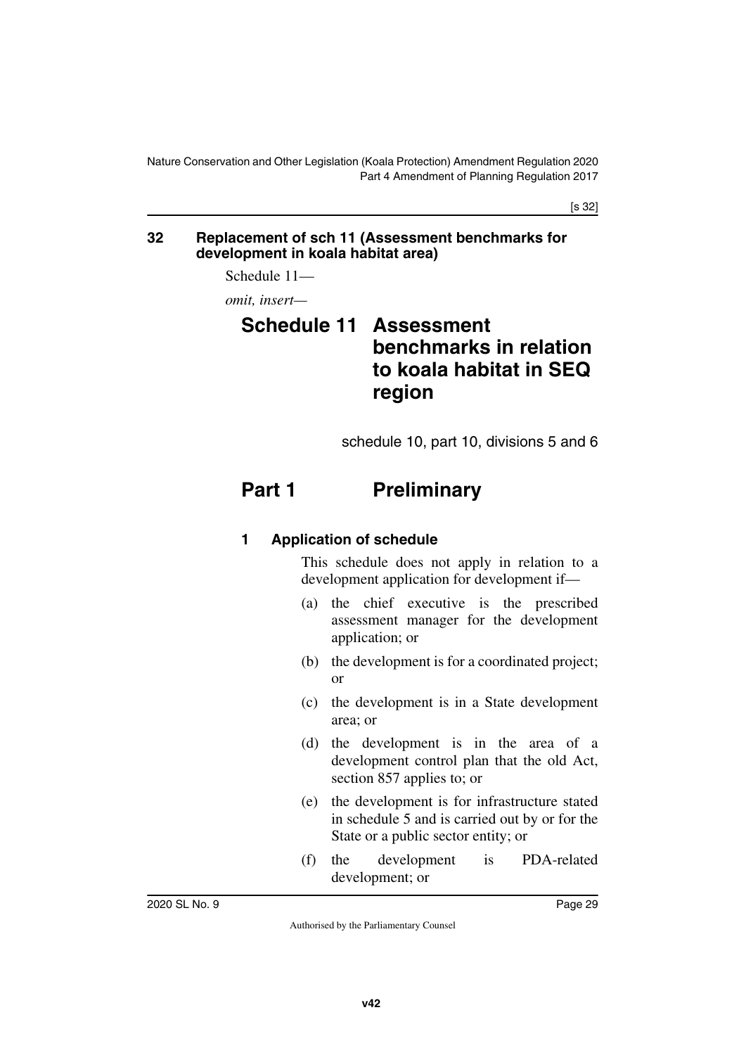## 32 Replacement of sch 11 (Assessment benchmarks for development in koala habitat area)

Schedule 11—

*omit, insert—*

# Schedule 11 Assessment benchmarks in relation to koala habitat in SEQ region

schedule 10, part 10, divisions 5 and 6

# Part 1 Preliminary

### 1 Application of schedule

This schedule does not apply in relation to a development application for development if—

(a) the chief executive is the prescribed assessment manager for the development application; or

(b) the development is for a coordinated project; or

(c) the development is in a State development area; or

(d) the development is in the area of a development control plan that the old Act, section 857 applies to; or

(e) the development is for infrastructure stated in schedule 5 and is carried out by or for the State or a public sector entity; or

(f) the development is PDA-related development; or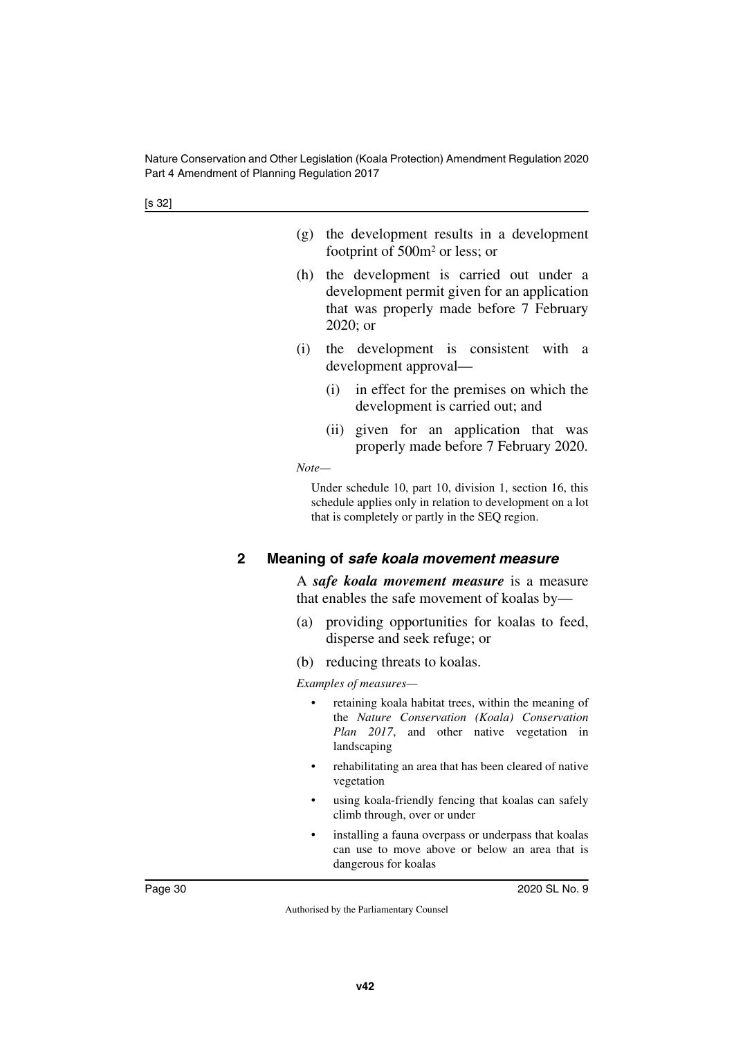(g) the development results in a development footprint of $500m^2$ or less; or

(h) the development is carried out under a development permit given for an application that was properly made before 7 February 2020; or

(i) the development is consistent with a development approval—

(i) in effect for the premises on which the development is carried out; and

(ii) given for an application that was properly made before 7 February 2020.

*Note—*

Under schedule 10, part 10, division 1, section 16, this schedule applies only in relation to development on a lot that is completely or partly in the SEQ region.

## 2 Meaning of ***safe koala movement measure***

A ***safe koala movement measure*** is a measure that enables the safe movement of koalas by—

(a) providing opportunities for koalas to feed, disperse and seek refuge; or

(b) reducing threats to koalas.

*Examples of measures—*

- retaining koala habitat trees, within the meaning of the *Nature Conservation (Koala) Conservation Plan 2017*, and other native vegetation in landscaping
- rehabilitating an area that has been cleared of native vegetation
- using koala-friendly fencing that koalas can safely climb through, over or under
- installing a fauna overpass or underpass that koalas can use to move above or below an area that is dangerous for koalas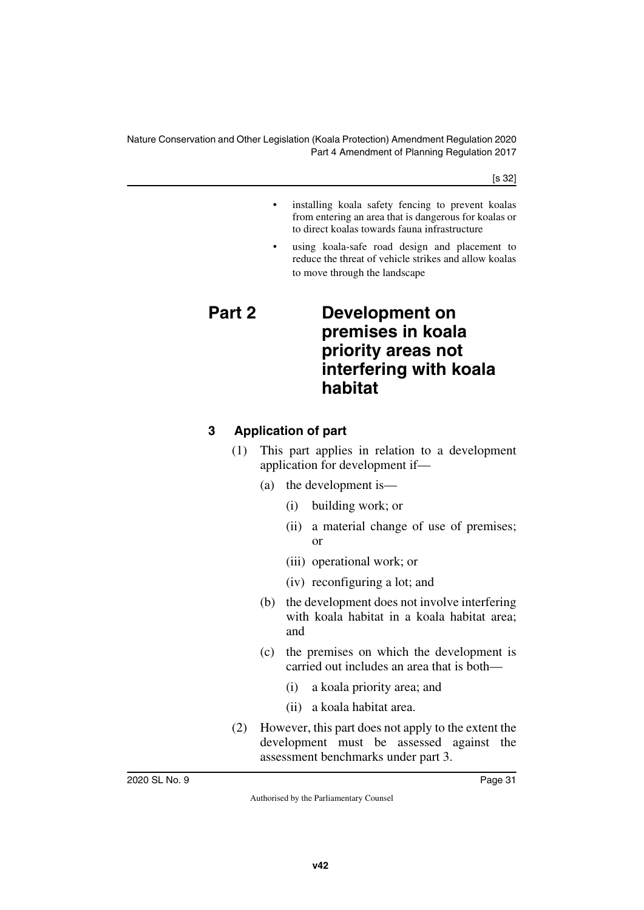- installing koala safety fencing to prevent koalas from entering an area that is dangerous for koalas or to direct koalas towards fauna infrastructure
- using koala-safe road design and placement to reduce the threat of vehicle strikes and allow koalas to move through the landscape

# Part 2 Development on premises in koala priority areas not interfering with koala habitat

### 3 Application of part

(1) This part applies in relation to a development application for development if—

(a) the development is—

(i) building work; or

(ii) a material change of use of premises; or

(iii) operational work; or

(iv) reconfiguring a lot; and

(b) the development does not involve interfering with koala habitat in a koala habitat area; and

(c) the premises on which the development is carried out includes an area that is both—

(i) a koala priority area; and

(ii) a koala habitat area.

(2) However, this part does not apply to the extent the development must be assessed against the assessment benchmarks under part 3.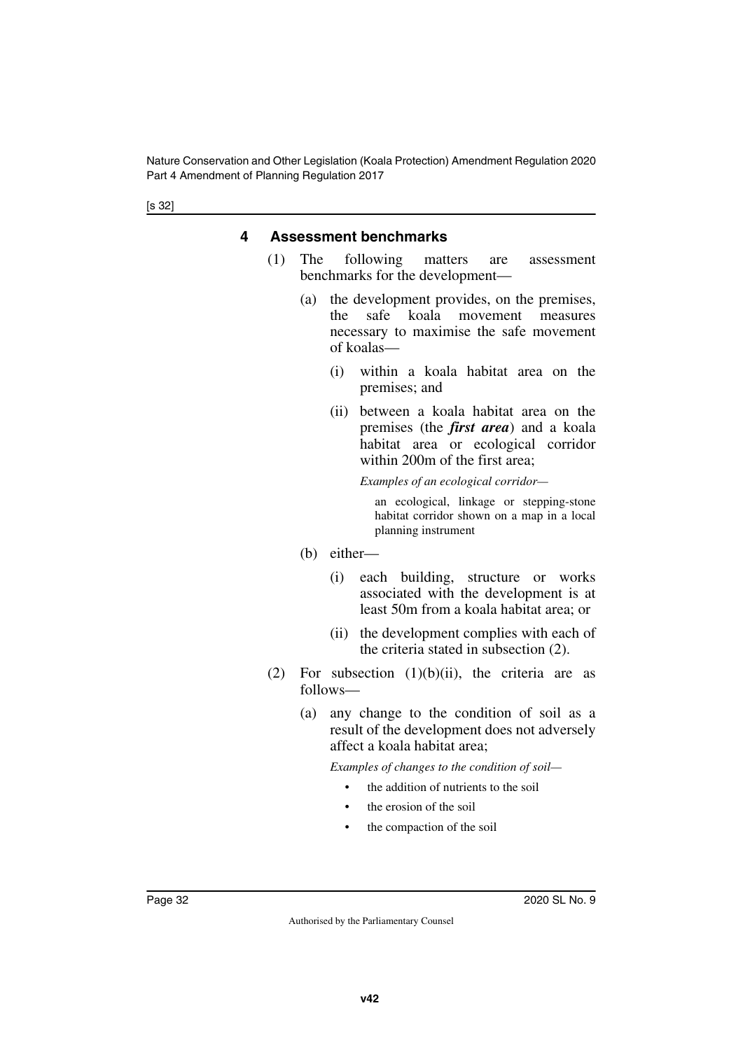### 4 Assessment benchmarks

(1) The following matters are assessment benchmarks for the development—

(a) the development provides, on the premises, the safe koala movement measures necessary to maximise the safe movement of koalas—

(i) within a koala habitat area on the premises; and

(ii) between a koala habitat area on the premises (the ***first area***) and a koala habitat area or ecological corridor within 200m of the first area;

*Examples of an ecological corridor—*

an ecological, linkage or stepping-stone habitat corridor shown on a map in a local planning instrument

(b) either—

(i) each building, structure or works associated with the development is at least 50m from a koala habitat area; or

(ii) the development complies with each of the criteria stated in subsection (2).

(2) For subsection (1)(b)(ii), the criteria are as follows—

(a) any change to the condition of soil as a result of the development does not adversely affect a koala habitat area;

*Examples of changes to the condition of soil—*

- the addition of nutrients to the soil
- the erosion of the soil
- the compaction of the soil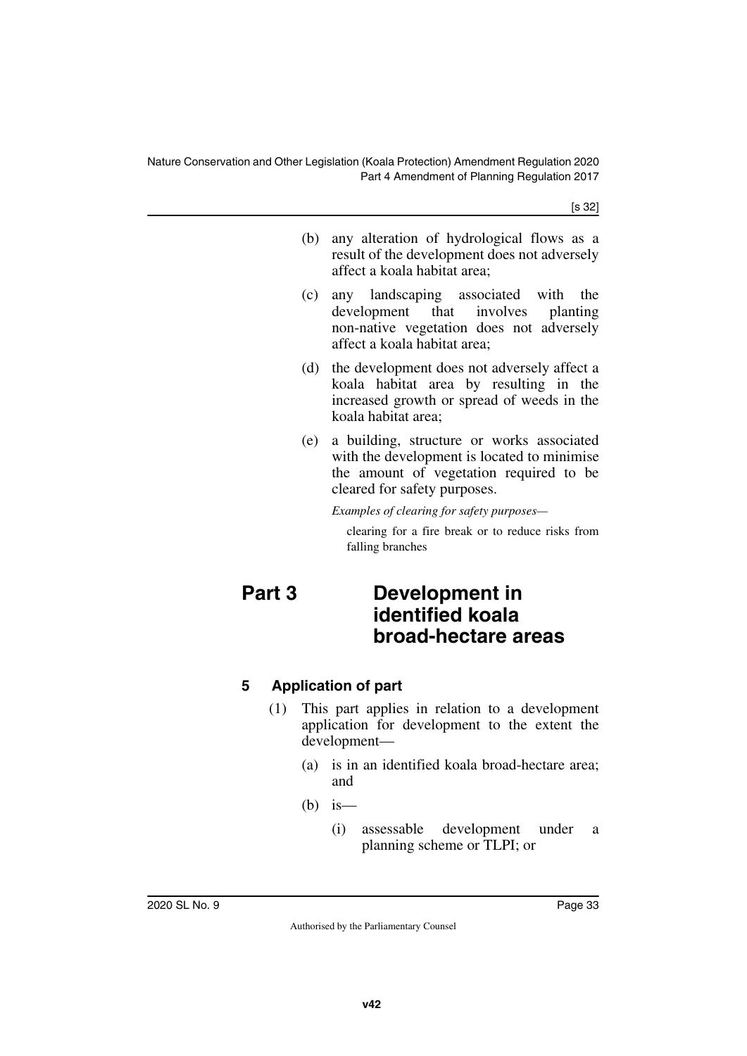(b) any alteration of hydrological flows as a result of the development does not adversely affect a koala habitat area;

(c) any landscaping associated with the development that involves planting non-native vegetation does not adversely affect a koala habitat area;

(d) the development does not adversely affect a koala habitat area by resulting in the increased growth or spread of weeds in the koala habitat area;

(e) a building, structure or works associated with the development is located to minimise the amount of vegetation required to be cleared for safety purposes.

*Examples of clearing for safety purposes—*

clearing for a fire break or to reduce risks from falling branches

# Part 3 Development in identified koala broad-hectare areas

### 5 Application of part

(1) This part applies in relation to a development application for development to the extent the development—

(a) is in an identified koala broad-hectare area; and

(b) is—

(i) assessable development under a planning scheme or TLPI; or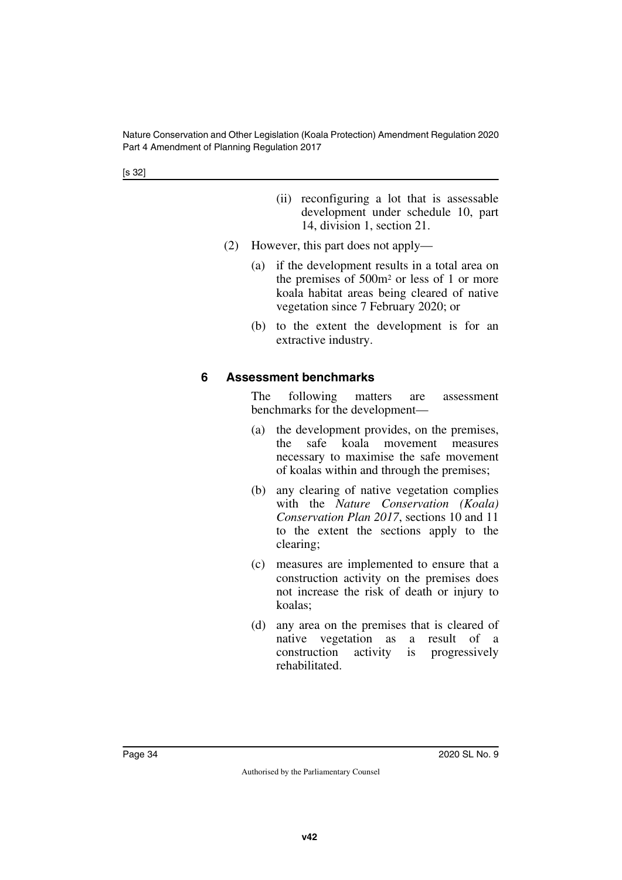(ii) reconfiguring a lot that is assessable development under schedule 10, part 14, division 1, section 21.

(2) However, this part does not apply—

(a) if the development results in a total area on the premises of 500m$^2$ or less of 1 or more koala habitat areas being cleared of native vegetation since 7 February 2020; or

(b) to the extent the development is for an extractive industry.

### 6 Assessment benchmarks

The following matters are assessment benchmarks for the development—

(a) the development provides, on the premises, the safe koala movement measures necessary to maximise the safe movement of koalas within and through the premises;

(b) any clearing of native vegetation complies with the *Nature Conservation (Koala) Conservation Plan 2017*, sections 10 and 11 to the extent the sections apply to the clearing;

(c) measures are implemented to ensure that a construction activity on the premises does not increase the risk of death or injury to koalas;

(d) any area on the premises that is cleared of native vegetation as a result of a construction activity is progressively rehabilitated.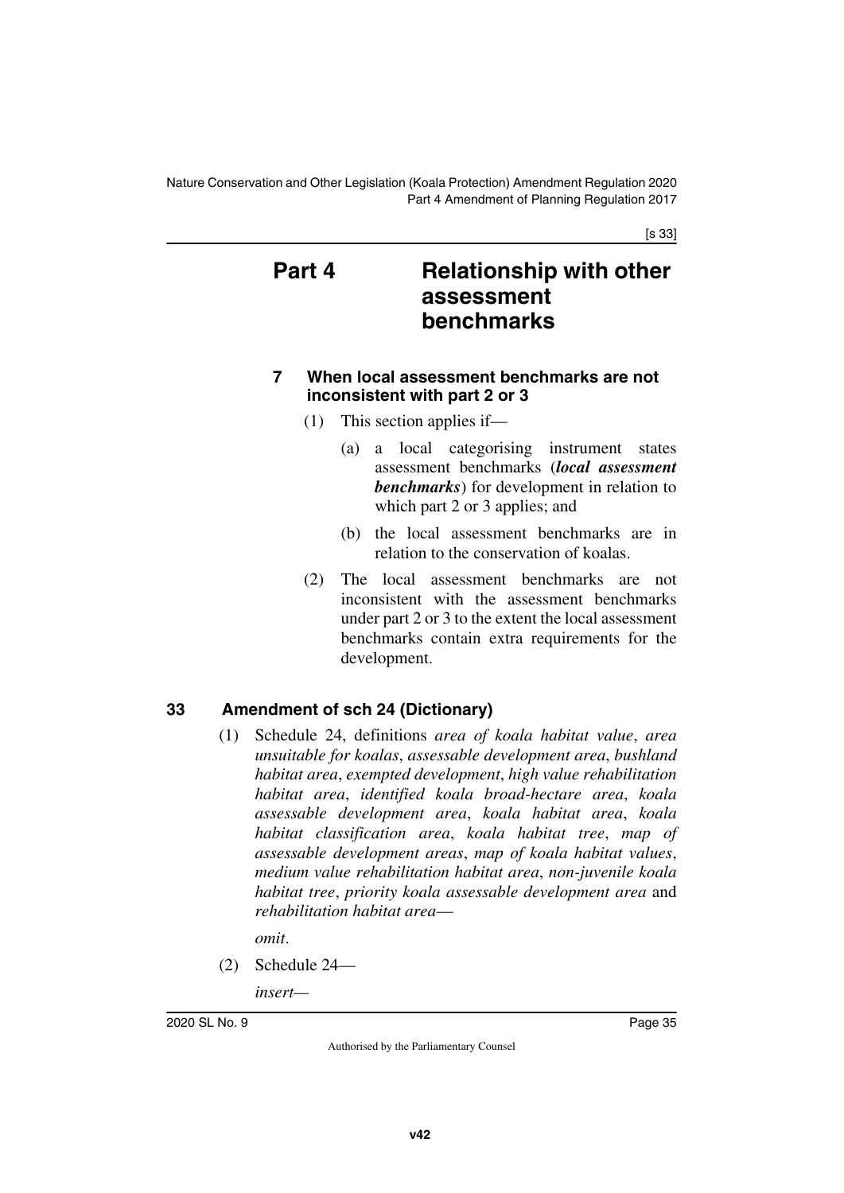## Part 4 Relationship with other assessment benchmarks

### 7 When local assessment benchmarks are not inconsistent with part 2 or 3

(1) This section applies if—

(a) a local categorising instrument states assessment benchmarks (***local assessment benchmarks***) for development in relation to which part 2 or 3 applies; and

(b) the local assessment benchmarks are in relation to the conservation of koalas.

(2) The local assessment benchmarks are not inconsistent with the assessment benchmarks under part 2 or 3 to the extent the local assessment benchmarks contain extra requirements for the development.

### 33 Amendment of sch 24 (Dictionary)

(1) Schedule 24, definitions *area of koala habitat value*, *area unsuitable for koalas*, *assessable development area*, *bushland habitat area*, *exempted development*, *high value rehabilitation habitat area*, *identified koala broad-hectare area*, *koala assessable development area*, *koala habitat area*, *koala habitat classification area*, *koala habitat tree*, *map of assessable development areas*, *map of koala habitat values*, *medium value rehabilitation habitat area*, *non-juvenile koala habitat tree*, *priority koala assessable development area* and *rehabilitation habitat area*—

*omit*.

(2) Schedule 24—

*insert*—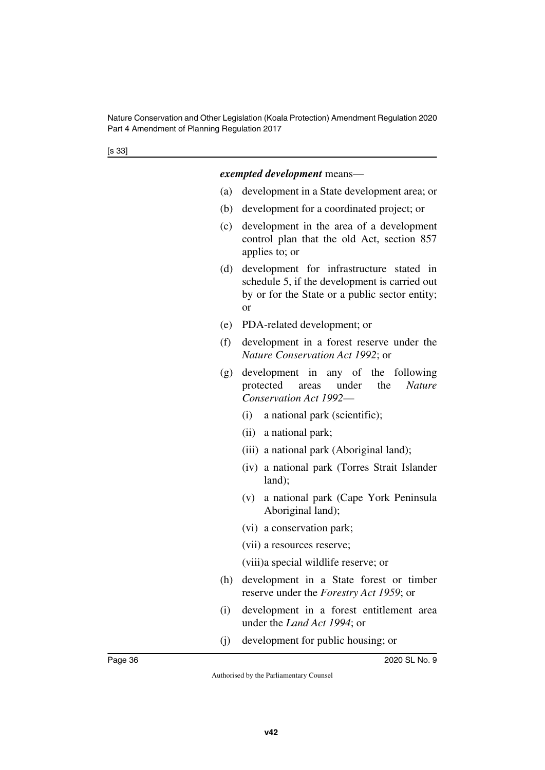***exempted development*** means—

(a) development in a State development area; or

(b) development for a coordinated project; or

(c) development in the area of a development control plan that the old Act, section 857 applies to; or

(d) development for infrastructure stated in schedule 5, if the development is carried out by or for the State or a public sector entity; or

(e) PDA-related development; or

(f) development in a forest reserve under the *Nature Conservation Act 1992*; or

(g) development in any of the following protected areas under the *Nature Conservation Act 1992*—

   (i) a national park (scientific);

   (ii) a national park;

   (iii) a national park (Aboriginal land);

   (iv) a national park (Torres Strait Islander land);

   (v) a national park (Cape York Peninsula Aboriginal land);

   (vi) a conservation park;

   (vii) a resources reserve;

   (viii) a special wildlife reserve; or

(h) development in a State forest or timber reserve under the *Forestry Act 1959*; or

(i) development in a forest entitlement area under the *Land Act 1994*; or

(j) development for public housing; or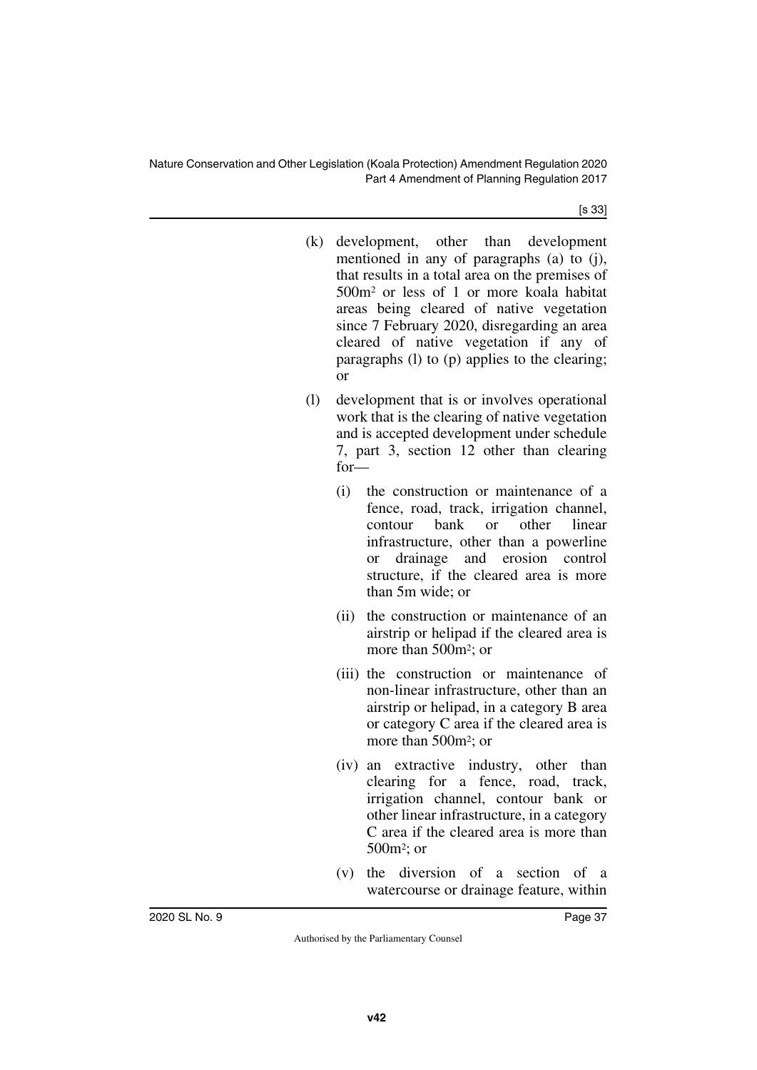(k) development, other than development mentioned in any of paragraphs (a) to (j), that results in a total area on the premises of $500m^2$ or less of 1 or more koala habitat areas being cleared of native vegetation since 7 February 2020, disregarding an area cleared of native vegetation if any of paragraphs (l) to (p) applies to the clearing; or

(l) development that is or involves operational work that is the clearing of native vegetation and is accepted development under schedule 7, part 3, section 12 other than clearing for—

(i) the construction or maintenance of a fence, road, track, irrigation channel, contour bank or other linear infrastructure, other than a powerline or drainage and erosion control structure, if the cleared area is more than 5m wide; or

(ii) the construction or maintenance of an airstrip or helipad if the cleared area is more than $500m^2$; or

(iii) the construction or maintenance of non-linear infrastructure, other than an airstrip or helipad, in a category B area or category C area if the cleared area is more than $500m^2$; or

(iv) an extractive industry, other than clearing for a fence, road, track, irrigation channel, contour bank or other linear infrastructure, in a category C area if the cleared area is more than $500m^2$; or

(v) the diversion of a section of a watercourse or drainage feature, within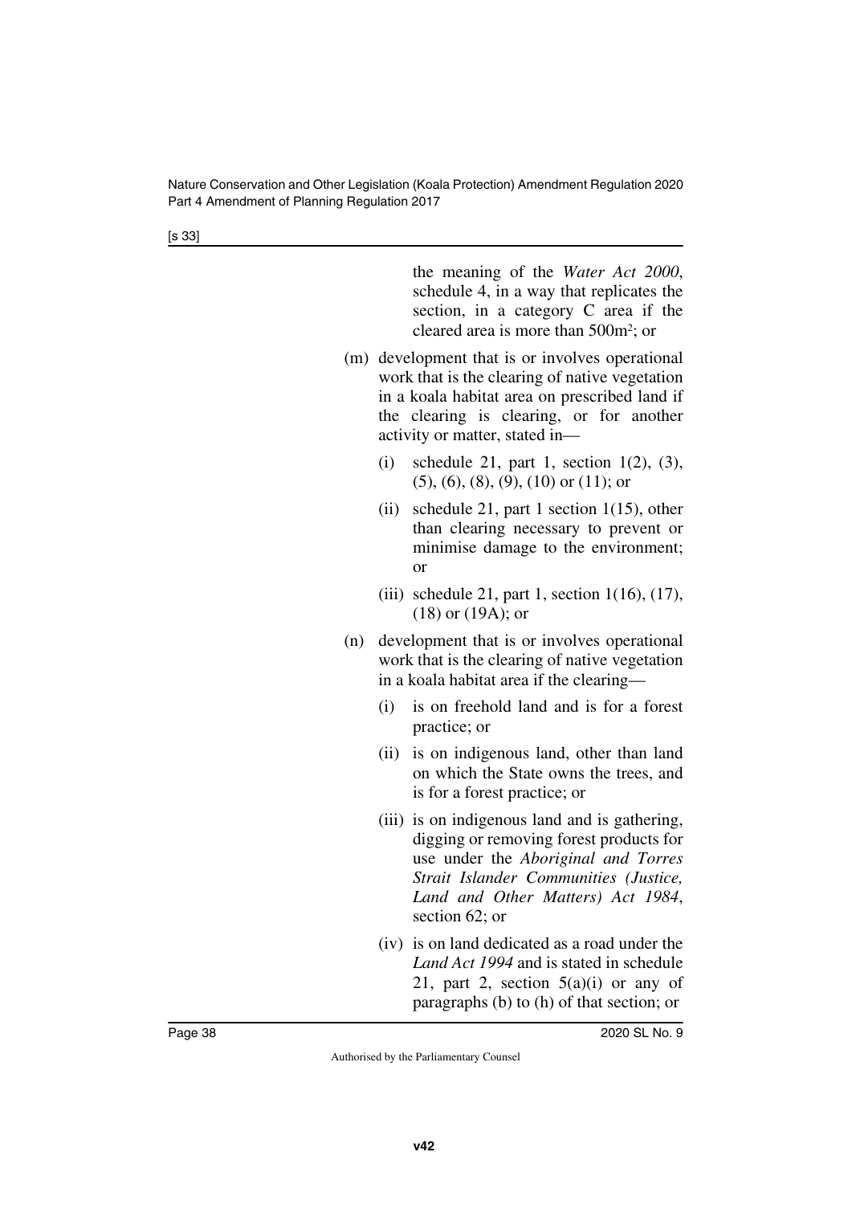the meaning of the *Water Act 2000*, schedule 4, in a way that replicates the section, in a category C area if the cleared area is more than 500m$^2$; or

(m) development that is or involves operational work that is the clearing of native vegetation in a koala habitat area on prescribed land if the clearing is clearing, or for another activity or matter, stated in—

(i) schedule 21, part 1, section 1(2), (3), (5), (6), (8), (9), (10) or (11); or

(ii) schedule 21, part 1 section 1(15), other than clearing necessary to prevent or minimise damage to the environment; or

(iii) schedule 21, part 1, section 1(16), (17), (18) or (19A); or

(n) development that is or involves operational work that is the clearing of native vegetation in a koala habitat area if the clearing—

(i) is on freehold land and is for a forest practice; or

(ii) is on indigenous land, other than land on which the State owns the trees, and is for a forest practice; or

(iii) is on indigenous land and is gathering, digging or removing forest products for use under the *Aboriginal and Torres Strait Islander Communities (Justice, Land and Other Matters) Act 1984*, section 62; or

(iv) is on land dedicated as a road under the *Land Act 1994* and is stated in schedule 21, part 2, section 5(a)(i) or any of paragraphs (b) to (h) of that section; or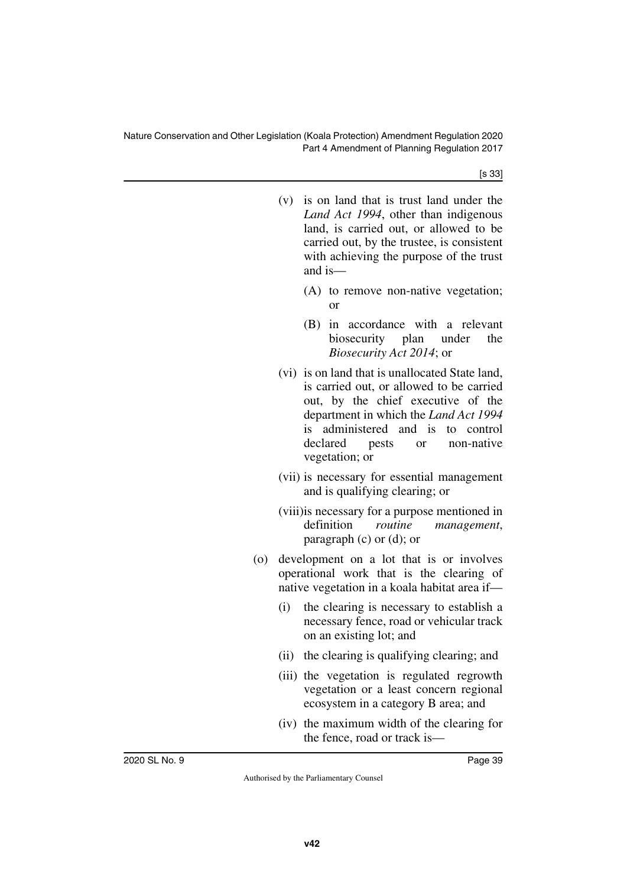(v) is on land that is trust land under the *Land Act 1994*, other than indigenous land, is carried out, or allowed to be carried out, by the trustee, is consistent with achieving the purpose of the trust and is—

  (A) to remove non-native vegetation; or

  (B) in accordance with a relevant biosecurity plan under the *Biosecurity Act 2014*; or

(vi) is on land that is unallocated State land, is carried out, or allowed to be carried out, by the chief executive of the department in which the *Land Act 1994* is administered and is to control declared pests or non-native vegetation; or

(vii) is necessary for essential management and is qualifying clearing; or

(viii) is necessary for a purpose mentioned in definition *routine management*, paragraph (c) or (d); or

(o) development on a lot that is or involves operational work that is the clearing of native vegetation in a koala habitat area if—

  (i) the clearing is necessary to establish a necessary fence, road or vehicular track on an existing lot; and

  (ii) the clearing is qualifying clearing; and

  (iii) the vegetation is regulated regrowth vegetation or a least concern regional ecosystem in a category B area; and

  (iv) the maximum width of the clearing for the fence, road or track is—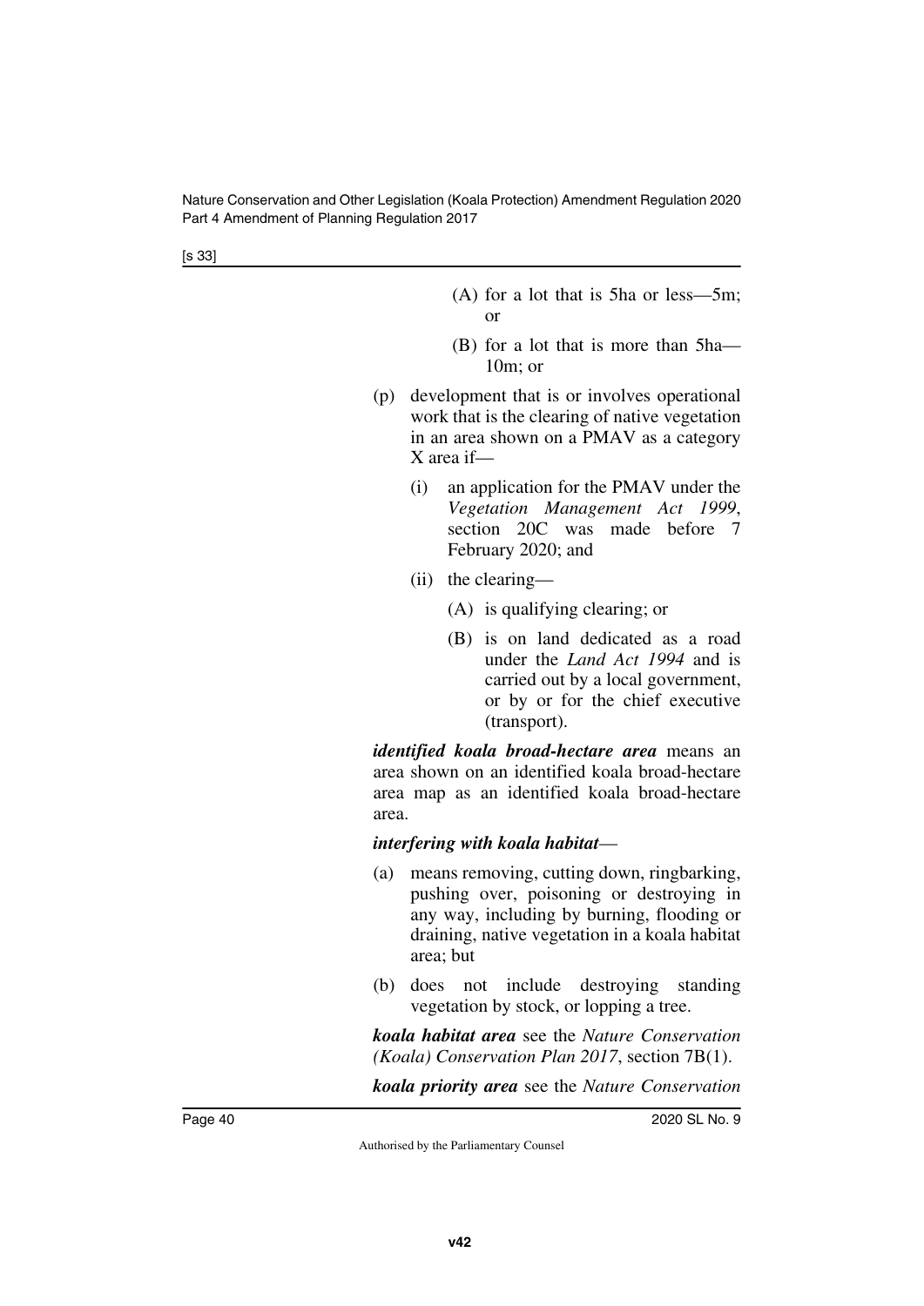(A) for a lot that is 5ha or less—5m; or

(B) for a lot that is more than 5ha—10m; or

(p) development that is or involves operational work that is the clearing of native vegetation in an area shown on a PMAV as a category X area if—

(i) an application for the PMAV under the *Vegetation Management Act 1999*, section 20C was made before 7 February 2020; and

(ii) the clearing—

(A) is qualifying clearing; or

(B) is on land dedicated as a road under the *Land Act 1994* and is carried out by a local government, or by or for the chief executive (transport).

***identified koala broad-hectare area*** means an area shown on an identified koala broad-hectare area map as an identified koala broad-hectare area.

***interfering with koala habitat***—

(a) means removing, cutting down, ringbarking, pushing over, poisoning or destroying in any way, including by burning, flooding or draining, native vegetation in a koala habitat area; but

(b) does not include destroying standing vegetation by stock, or lopping a tree.

***koala habitat area*** see the *Nature Conservation (Koala) Conservation Plan 2017*, section 7B(1).

***koala priority area*** see the *Nature Conservation*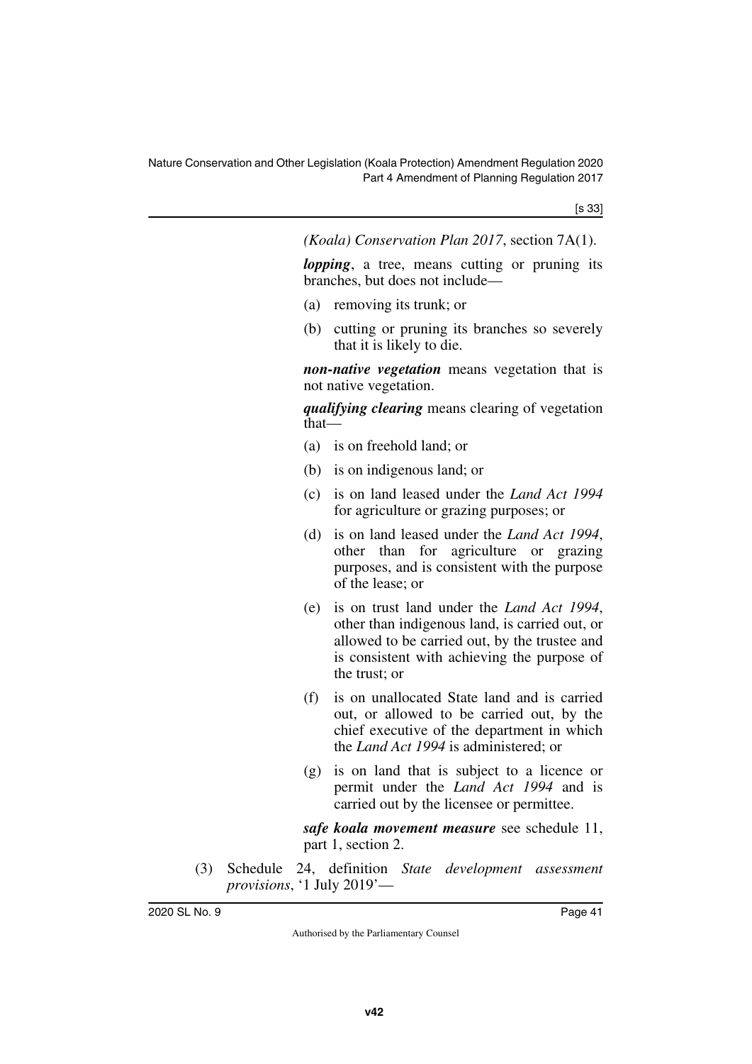*(Koala) Conservation Plan 2017*, section 7A(1).

***lopping***, a tree, means cutting or pruning its branches, but does not include—

(a) removing its trunk; or

(b) cutting or pruning its branches so severely that it is likely to die.

***non-native vegetation*** means vegetation that is not native vegetation.

***qualifying clearing*** means clearing of vegetation that—

(a) is on freehold land; or

(b) is on indigenous land; or

(c) is on land leased under the *Land Act 1994* for agriculture or grazing purposes; or

(d) is on land leased under the *Land Act 1994*, other than for agriculture or grazing purposes, and is consistent with the purpose of the lease; or

(e) is on trust land under the *Land Act 1994*, other than indigenous land, is carried out, or allowed to be carried out, by the trustee and is consistent with achieving the purpose of the trust; or

(f) is on unallocated State land and is carried out, or allowed to be carried out, by the chief executive of the department in which the *Land Act 1994* is administered; or

(g) is on land that is subject to a licence or permit under the *Land Act 1994* and is carried out by the licensee or permittee.

***safe koala movement measure*** see schedule 11, part 1, section 2.

(3) Schedule 24, definition *State development assessment provisions*, '1 July 2019'—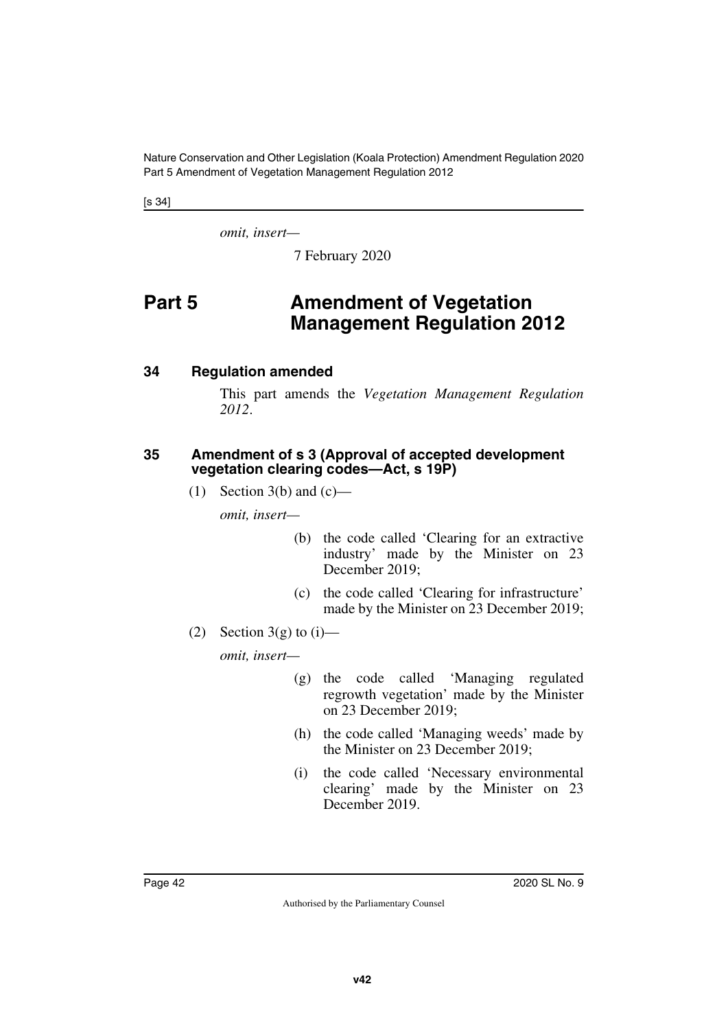*omit, insert—*

7 February 2020

# Part 5 Amendment of Vegetation Management Regulation 2012

## 34 Regulation amended

This part amends the *Vegetation Management Regulation 2012*.

## 35 Amendment of s 3 (Approval of accepted development vegetation clearing codes—Act, s 19P)

(1) Section 3(b) and (c)—

*omit, insert—*

(b) the code called 'Clearing for an extractive industry' made by the Minister on 23 December 2019;

(c) the code called 'Clearing for infrastructure' made by the Minister on 23 December 2019;

(2) Section 3(g) to (i)—

*omit, insert—*

(g) the code called 'Managing regulated regrowth vegetation' made by the Minister on 23 December 2019;

(h) the code called 'Managing weeds' made by the Minister on 23 December 2019;

(i) the code called 'Necessary environmental clearing' made by the Minister on 23 December 2019.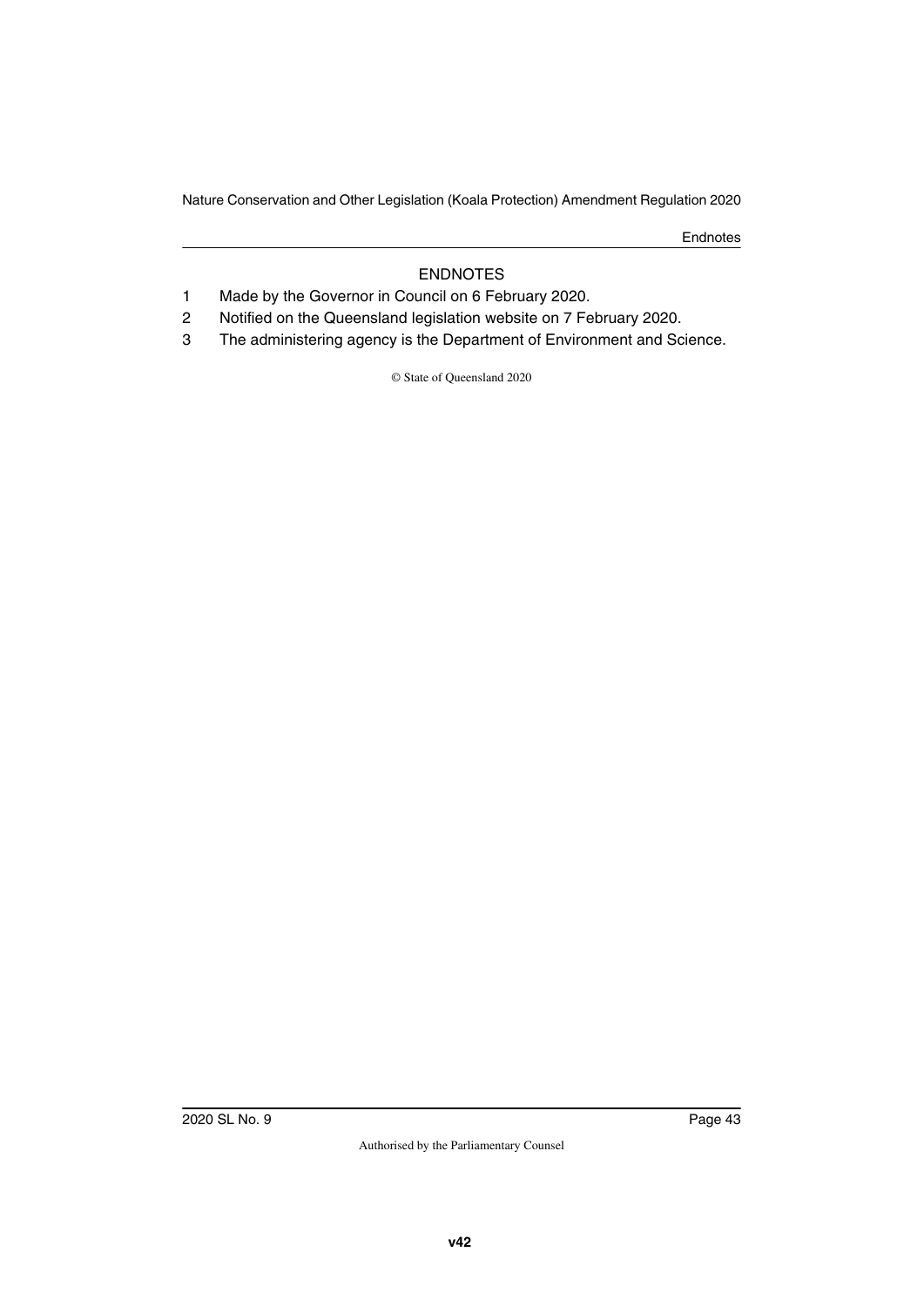## ENDNOTES

1. Made by the Governor in Council on 6 February 2020.
2. Notified on the Queensland legislation website on 7 February 2020.
3. The administering agency is the Department of Environment and Science.

© State of Queensland 2020